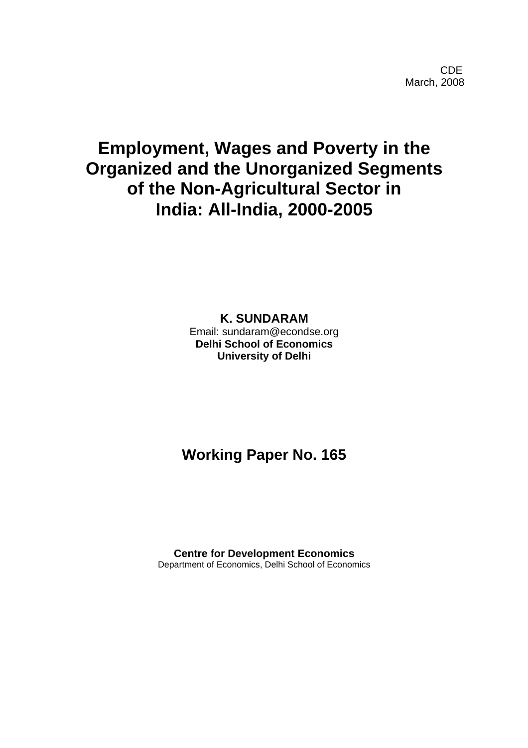CDE
March, 2008

# Employment, Wages and Poverty in the Organized and the Unorganized Segments of the Non-Agricultural Sector in India: All-India, 2000-2005

**K. SUNDARAM**
Email: sundaram@econdse.org
**Delhi School of Economics**
**University of Delhi**

## Working Paper No. 165

**Centre for Development Economics**
Department of Economics, Delhi School of Economics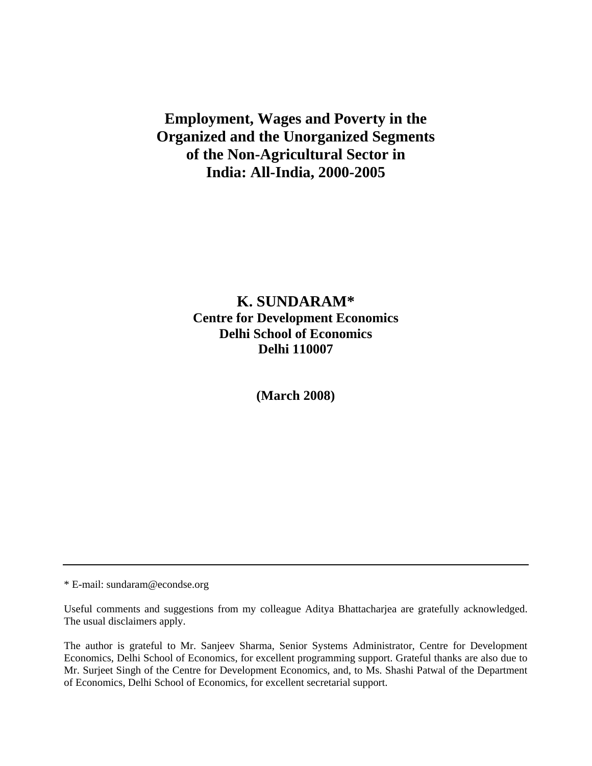# Employment, Wages and Poverty in the Organized and the Unorganized Segments of the Non-Agricultural Sector in India: All-India, 2000-2005

**K. SUNDARAM***
**Centre for Development Economics**
**Delhi School of Economics**
**Delhi 110007**

**(March 2008)**

---

* E-mail: sundaram@econdse.org

Useful comments and suggestions from my colleague Aditya Bhattacharjea are gratefully acknowledged. The usual disclaimers apply.

The author is grateful to Mr. Sanjeev Sharma, Senior Systems Administrator, Centre for Development Economics, Delhi School of Economics, for excellent programming support. Grateful thanks are also due to Mr. Surjeet Singh of the Centre for Development Economics, and, to Ms. Shashi Patwal of the Department of Economics, Delhi School of Economics, for excellent secretarial support.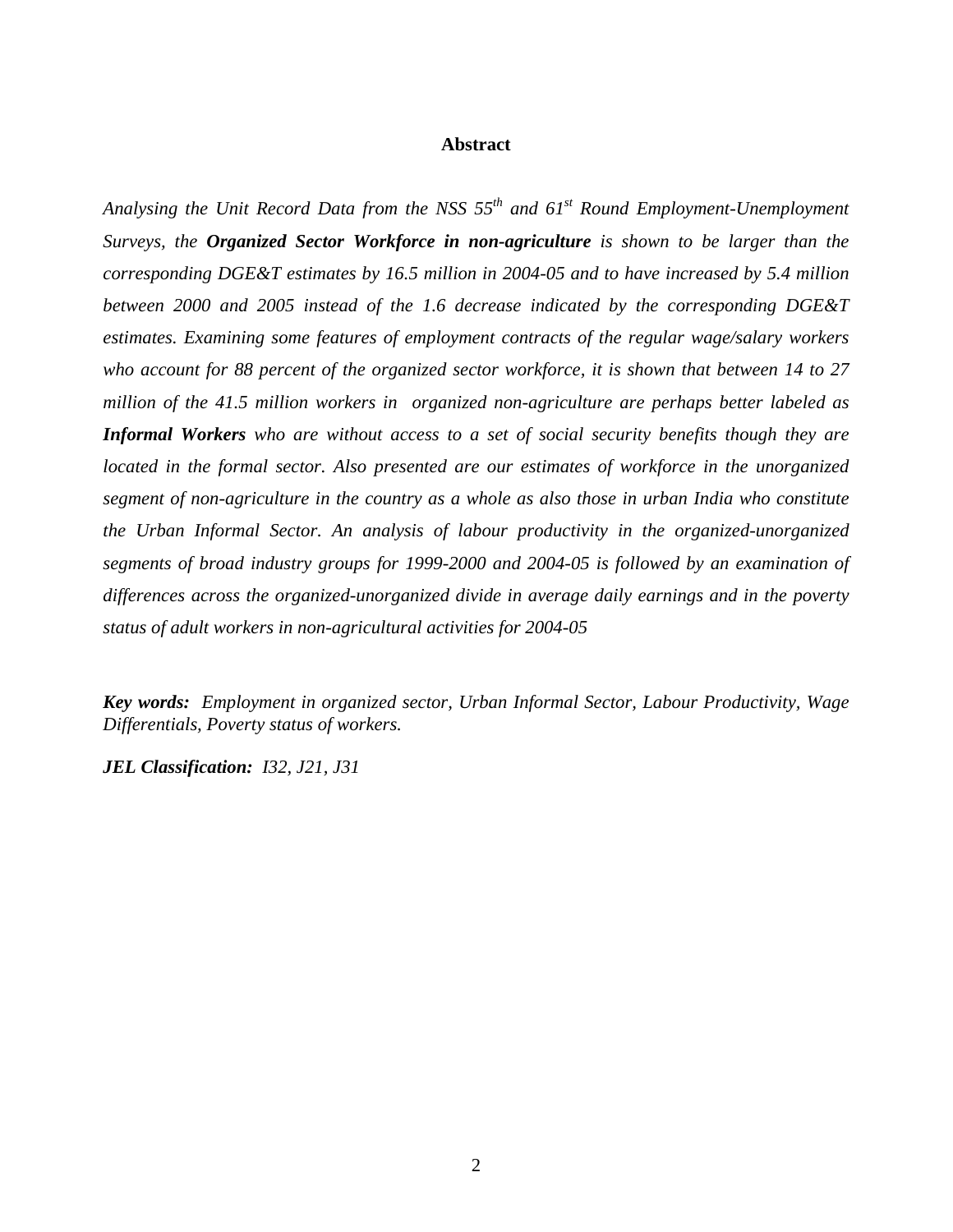## Abstract

*Analysing the Unit Record Data from the NSS 55th and 61st Round Employment-Unemployment Surveys, the **Organized Sector Workforce in non-agriculture** is shown to be larger than the corresponding DGE&T estimates by 16.5 million in 2004-05 and to have increased by 5.4 million between 2000 and 2005 instead of the 1.6 decrease indicated by the corresponding DGE&T estimates. Examining some features of employment contracts of the regular wage/salary workers who account for 88 percent of the organized sector workforce, it is shown that between 14 to 27 million of the 41.5 million workers in organized non-agriculture are perhaps better labeled as **Informal Workers** who are without access to a set of social security benefits though they are located in the formal sector. Also presented are our estimates of workforce in the unorganized segment of non-agriculture in the country as a whole as also those in urban India who constitute the Urban Informal Sector. An analysis of labour productivity in the organized-unorganized segments of broad industry groups for 1999-2000 and 2004-05 is followed by an examination of differences across the organized-unorganized divide in average daily earnings and in the poverty status of adult workers in non-agricultural activities for 2004-05*

***Key words:*** *Employment in organized sector, Urban Informal Sector, Labour Productivity, Wage Differentials, Poverty status of workers.*

***JEL Classification:*** *I32, J21, J31*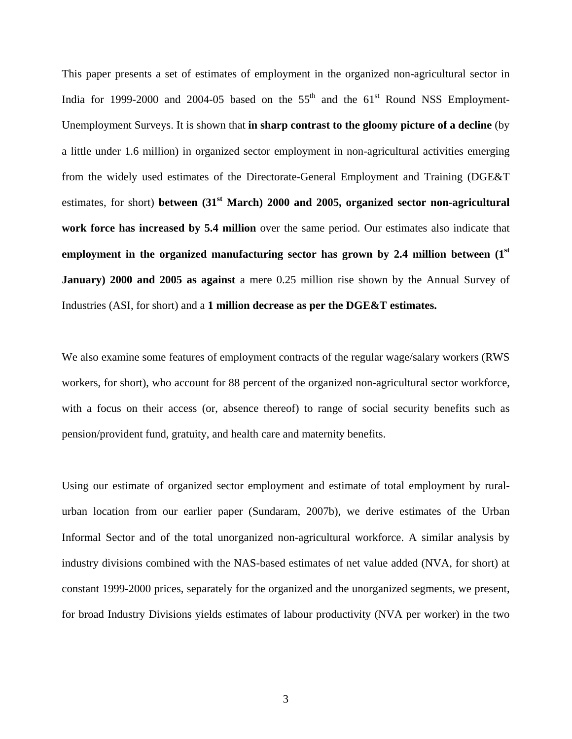This paper presents a set of estimates of employment in the organized non-agricultural sector in India for 1999-2000 and 2004-05 based on the 55th and the 61st Round NSS Employment-Unemployment Surveys. It is shown that **in sharp contrast to the gloomy picture of a decline** (by a little under 1.6 million) in organized sector employment in non-agricultural activities emerging from the widely used estimates of the Directorate-General Employment and Training (DGE&T estimates, for short) **between (31st March) 2000 and 2005, organized sector non-agricultural work force has increased by 5.4 million** over the same period. Our estimates also indicate that **employment in the organized manufacturing sector has grown by 2.4 million between (1st January) 2000 and 2005 as against** a mere 0.25 million rise shown by the Annual Survey of Industries (ASI, for short) and a **1 million decrease as per the DGE&T estimates.**

We also examine some features of employment contracts of the regular wage/salary workers (RWS workers, for short), who account for 88 percent of the organized non-agricultural sector workforce, with a focus on their access (or, absence thereof) to range of social security benefits such as pension/provident fund, gratuity, and health care and maternity benefits.

Using our estimate of organized sector employment and estimate of total employment by rural-urban location from our earlier paper (Sundaram, 2007b), we derive estimates of the Urban Informal Sector and of the total unorganized non-agricultural workforce. A similar analysis by industry divisions combined with the NAS-based estimates of net value added (NVA, for short) at constant 1999-2000 prices, separately for the organized and the unorganized segments, we present, for broad Industry Divisions yields estimates of labour productivity (NVA per worker) in the two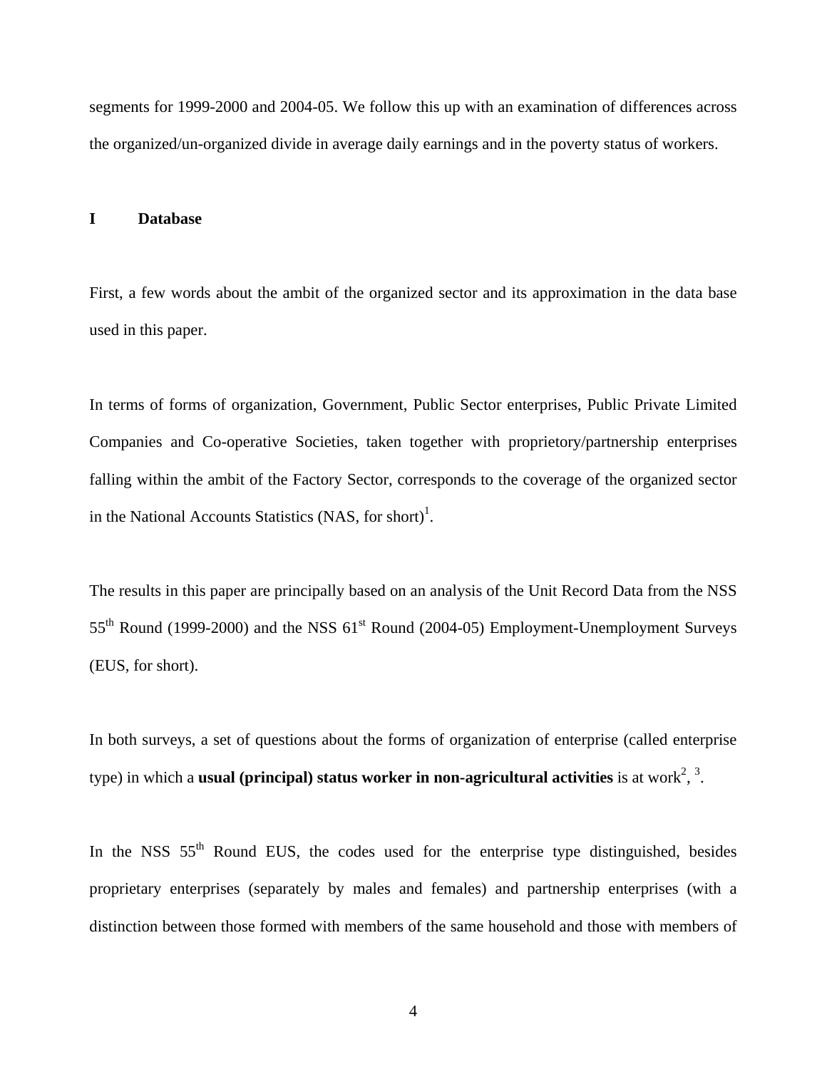segments for 1999-2000 and 2004-05. We follow this up with an examination of differences across the organized/un-organized divide in average daily earnings and in the poverty status of workers.

## I Database

First, a few words about the ambit of the organized sector and its approximation in the data base used in this paper.

In terms of forms of organization, Government, Public Sector enterprises, Public Private Limited Companies and Co-operative Societies, taken together with proprietory/partnership enterprises falling within the ambit of the Factory Sector, corresponds to the coverage of the organized sector in the National Accounts Statistics (NAS, for short)[1].

The results in this paper are principally based on an analysis of the Unit Record Data from the NSS 55th Round (1999-2000) and the NSS 61st Round (2004-05) Employment-Unemployment Surveys (EUS, for short).

In both surveys, a set of questions about the forms of organization of enterprise (called enterprise type) in which a **usual (principal) status worker in non-agricultural activities** is at work[2], [3].

In the NSS 55th Round EUS, the codes used for the enterprise type distinguished, besides proprietary enterprises (separately by males and females) and partnership enterprises (with a distinction between those formed with members of the same household and those with members of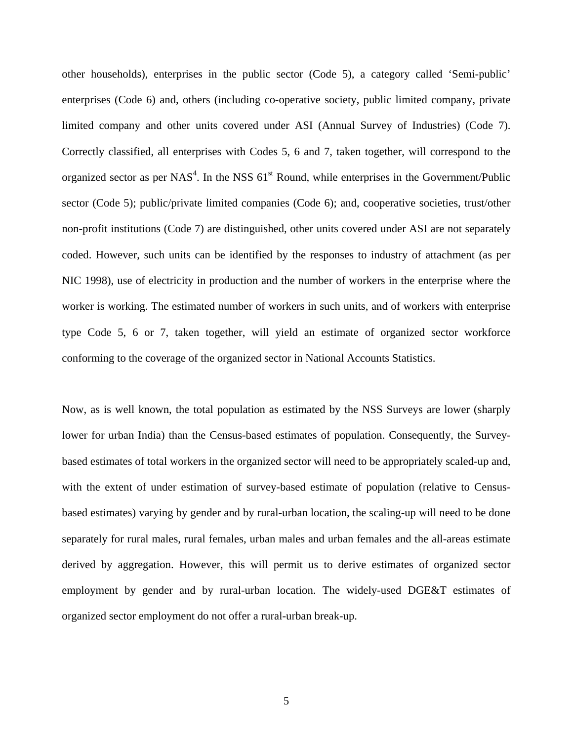other households), enterprises in the public sector (Code 5), a category called 'Semi-public' enterprises (Code 6) and, others (including co-operative society, public limited company, private limited company and other units covered under ASI (Annual Survey of Industries) (Code 7). Correctly classified, all enterprises with Codes 5, 6 and 7, taken together, will correspond to the organized sector as per NAS[4]. In the NSS 61st Round, while enterprises in the Government/Public sector (Code 5); public/private limited companies (Code 6); and, cooperative societies, trust/other non-profit institutions (Code 7) are distinguished, other units covered under ASI are not separately coded. However, such units can be identified by the responses to industry of attachment (as per NIC 1998), use of electricity in production and the number of workers in the enterprise where the worker is working. The estimated number of workers in such units, and of workers with enterprise type Code 5, 6 or 7, taken together, will yield an estimate of organized sector workforce conforming to the coverage of the organized sector in National Accounts Statistics.

Now, as is well known, the total population as estimated by the NSS Surveys are lower (sharply lower for urban India) than the Census-based estimates of population. Consequently, the Survey-based estimates of total workers in the organized sector will need to be appropriately scaled-up and, with the extent of under estimation of survey-based estimate of population (relative to Census-based estimates) varying by gender and by rural-urban location, the scaling-up will need to be done separately for rural males, rural females, urban males and urban females and the all-areas estimate derived by aggregation. However, this will permit us to derive estimates of organized sector employment by gender and by rural-urban location. The widely-used DGE&T estimates of organized sector employment do not offer a rural-urban break-up.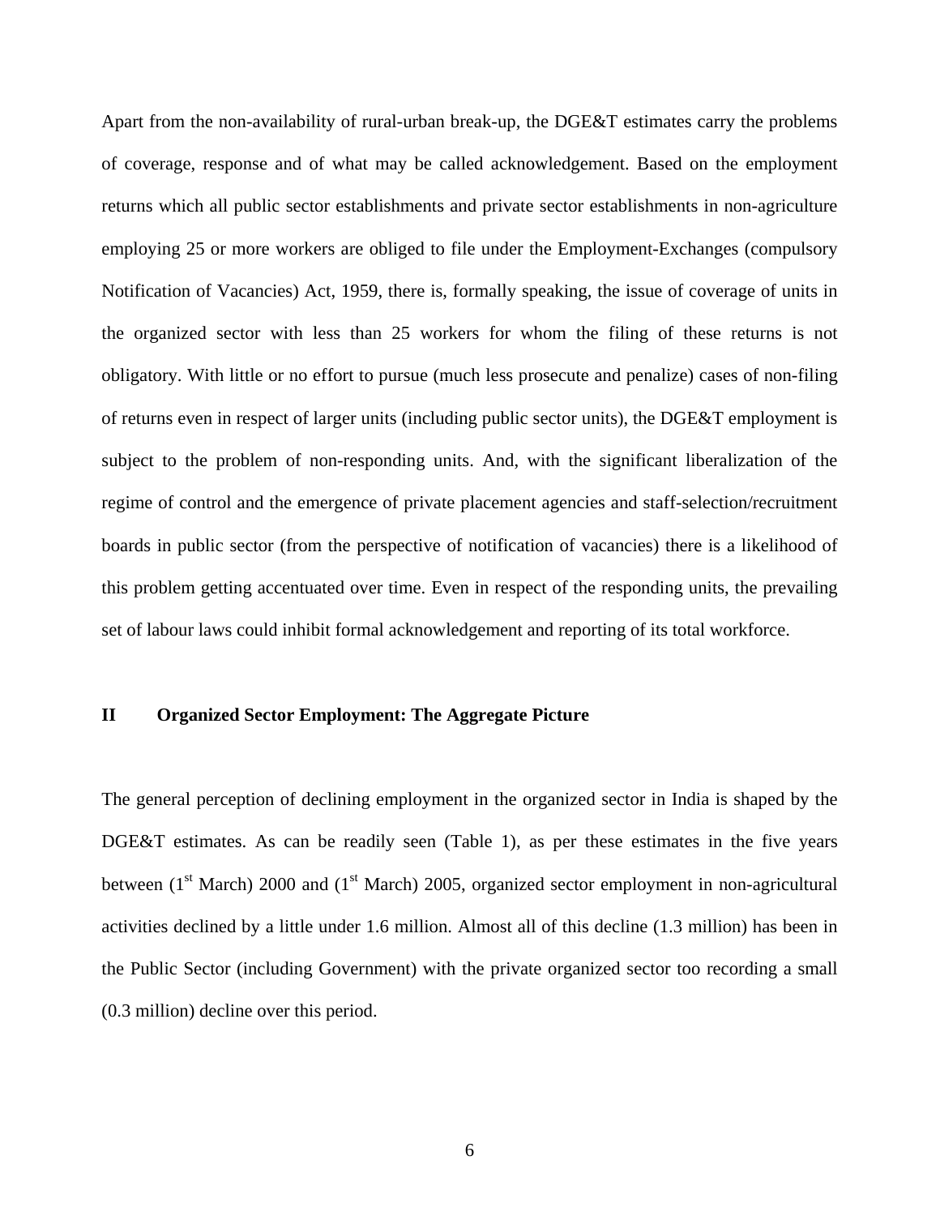Apart from the non-availability of rural-urban break-up, the DGE&T estimates carry the problems of coverage, response and of what may be called acknowledgement. Based on the employment returns which all public sector establishments and private sector establishments in non-agriculture employing 25 or more workers are obliged to file under the Employment-Exchanges (compulsory Notification of Vacancies) Act, 1959, there is, formally speaking, the issue of coverage of units in the organized sector with less than 25 workers for whom the filing of these returns is not obligatory. With little or no effort to pursue (much less prosecute and penalize) cases of non-filing of returns even in respect of larger units (including public sector units), the DGE&T employment is subject to the problem of non-responding units. And, with the significant liberalization of the regime of control and the emergence of private placement agencies and staff-selection/recruitment boards in public sector (from the perspective of notification of vacancies) there is a likelihood of this problem getting accentuated over time. Even in respect of the responding units, the prevailing set of labour laws could inhibit formal acknowledgement and reporting of its total workforce.

## II Organized Sector Employment: The Aggregate Picture

The general perception of declining employment in the organized sector in India is shaped by the DGE&T estimates. As can be readily seen (Table 1), as per these estimates in the five years between (1st March) 2000 and (1st March) 2005, organized sector employment in non-agricultural activities declined by a little under 1.6 million. Almost all of this decline (1.3 million) has been in the Public Sector (including Government) with the private organized sector too recording a small (0.3 million) decline over this period.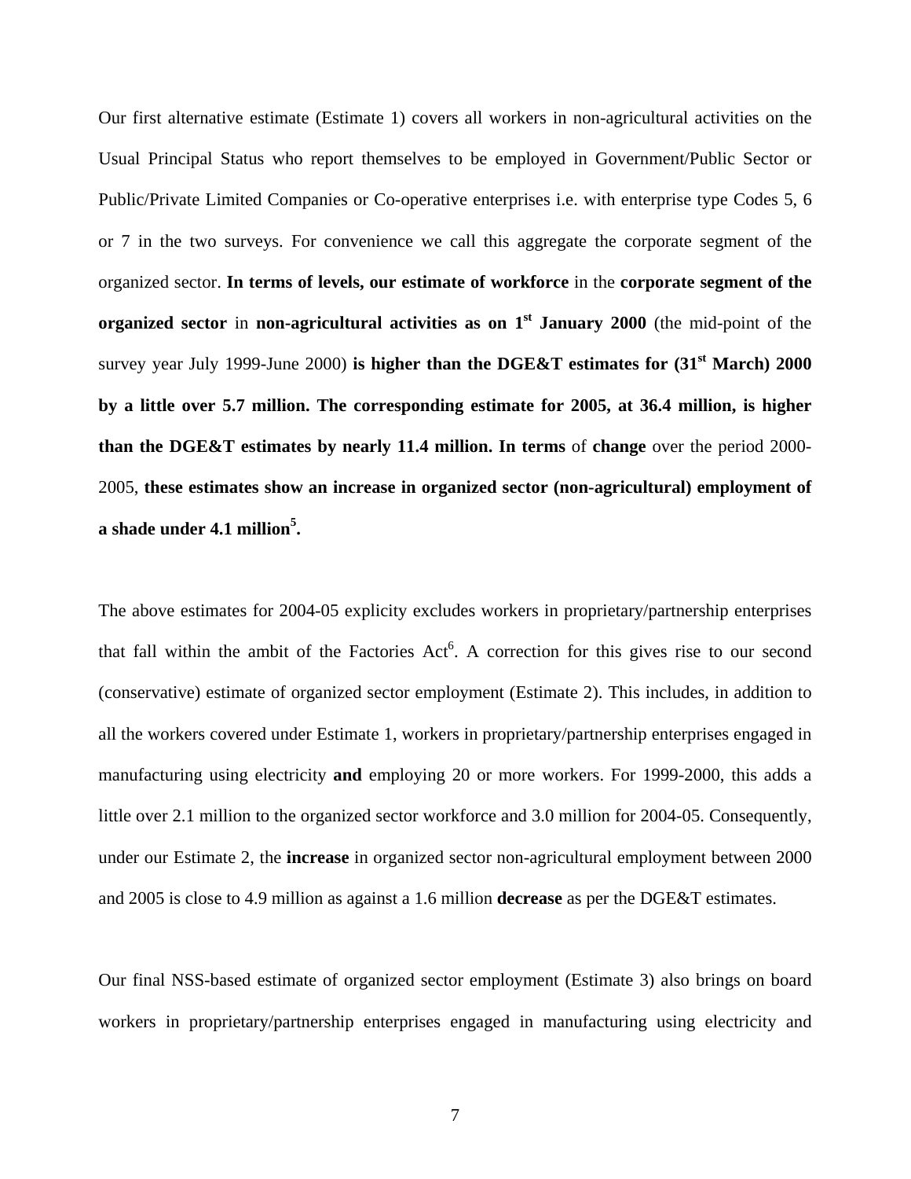Our first alternative estimate (Estimate 1) covers all workers in non-agricultural activities on the Usual Principal Status who report themselves to be employed in Government/Public Sector or Public/Private Limited Companies or Co-operative enterprises i.e. with enterprise type Codes 5, 6 or 7 in the two surveys. For convenience we call this aggregate the corporate segment of the organized sector. **In terms of levels, our estimate of workforce** in the **corporate segment of the organized sector** in **non-agricultural activities as on 1st January 2000** (the mid-point of the survey year July 1999-June 2000) **is higher than the DGE&T estimates for (31st March) 2000 by a little over 5.7 million. The corresponding estimate for 2005, at 36.4 million, is higher than the DGE&T estimates by nearly 11.4 million. In terms** of **change** over the period 2000-2005, **these estimates show an increase in organized sector (non-agricultural) employment of a shade under 4.1 million[5].**

The above estimates for 2004-05 explicity excludes workers in proprietary/partnership enterprises that fall within the ambit of the Factories Act[6]. A correction for this gives rise to our second (conservative) estimate of organized sector employment (Estimate 2). This includes, in addition to all the workers covered under Estimate 1, workers in proprietary/partnership enterprises engaged in manufacturing using electricity **and** employing 20 or more workers. For 1999-2000, this adds a little over 2.1 million to the organized sector workforce and 3.0 million for 2004-05. Consequently, under our Estimate 2, the **increase** in organized sector non-agricultural employment between 2000 and 2005 is close to 4.9 million as against a 1.6 million **decrease** as per the DGE&T estimates.

Our final NSS-based estimate of organized sector employment (Estimate 3) also brings on board workers in proprietary/partnership enterprises engaged in manufacturing using electricity and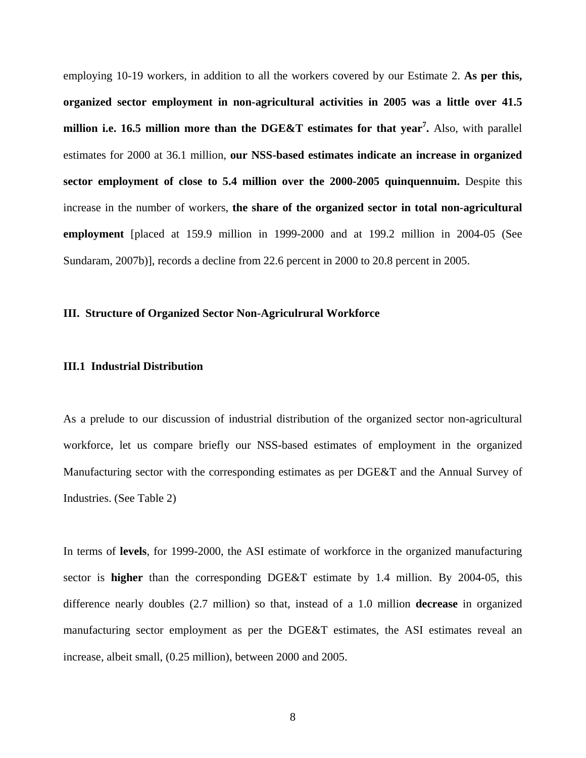employing 10-19 workers, in addition to all the workers covered by our Estimate 2. **As per this, organized sector employment in non-agricultural activities in 2005 was a little over 41.5 million i.e. 16.5 million more than the DGE&T estimates for that year[7].** Also, with parallel estimates for 2000 at 36.1 million, **our NSS-based estimates indicate an increase in organized sector employment of close to 5.4 million over the 2000-2005 quinquennuim.** Despite this increase in the number of workers, **the share of the organized sector in total non-agricultural employment** [placed at 159.9 million in 1999-2000 and at 199.2 million in 2004-05 (See Sundaram, 2007b)], records a decline from 22.6 percent in 2000 to 20.8 percent in 2005.

## III. Structure of Organized Sector Non-Agriculrural Workforce

### III.1 Industrial Distribution

As a prelude to our discussion of industrial distribution of the organized sector non-agricultural workforce, let us compare briefly our NSS-based estimates of employment in the organized Manufacturing sector with the corresponding estimates as per DGE&T and the Annual Survey of Industries. (See Table 2)

In terms of **levels**, for 1999-2000, the ASI estimate of workforce in the organized manufacturing sector is **higher** than the corresponding DGE&T estimate by 1.4 million. By 2004-05, this difference nearly doubles (2.7 million) so that, instead of a 1.0 million **decrease** in organized manufacturing sector employment as per the DGE&T estimates, the ASI estimates reveal an increase, albeit small, (0.25 million), between 2000 and 2005.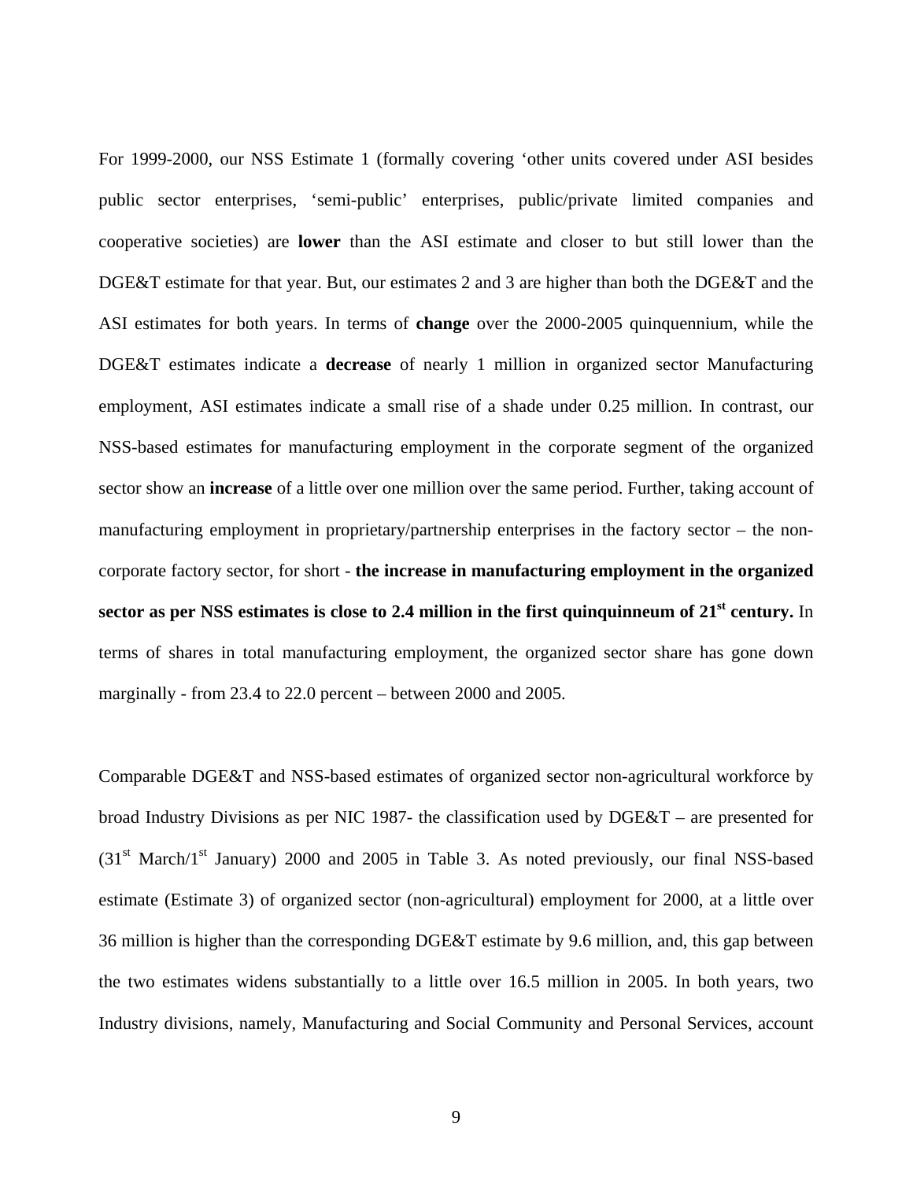For 1999-2000, our NSS Estimate 1 (formally covering 'other units covered under ASI besides public sector enterprises, 'semi-public' enterprises, public/private limited companies and cooperative societies) are **lower** than the ASI estimate and closer to but still lower than the DGE&T estimate for that year. But, our estimates 2 and 3 are higher than both the DGE&T and the ASI estimates for both years. In terms of **change** over the 2000-2005 quinquennium, while the DGE&T estimates indicate a **decrease** of nearly 1 million in organized sector Manufacturing employment, ASI estimates indicate a small rise of a shade under 0.25 million. In contrast, our NSS-based estimates for manufacturing employment in the corporate segment of the organized sector show an **increase** of a little over one million over the same period. Further, taking account of manufacturing employment in proprietary/partnership enterprises in the factory sector – the non-corporate factory sector, for short - **the increase in manufacturing employment in the organized sector as per NSS estimates is close to 2.4 million in the first quinquinneum of 21st century.** In terms of shares in total manufacturing employment, the organized sector share has gone down marginally - from 23.4 to 22.0 percent – between 2000 and 2005.

Comparable DGE&T and NSS-based estimates of organized sector non-agricultural workforce by broad Industry Divisions as per NIC 1987- the classification used by DGE&T – are presented for (31st March/1st January) 2000 and 2005 in Table 3. As noted previously, our final NSS-based estimate (Estimate 3) of organized sector (non-agricultural) employment for 2000, at a little over 36 million is higher than the corresponding DGE&T estimate by 9.6 million, and, this gap between the two estimates widens substantially to a little over 16.5 million in 2005. In both years, two Industry divisions, namely, Manufacturing and Social Community and Personal Services, account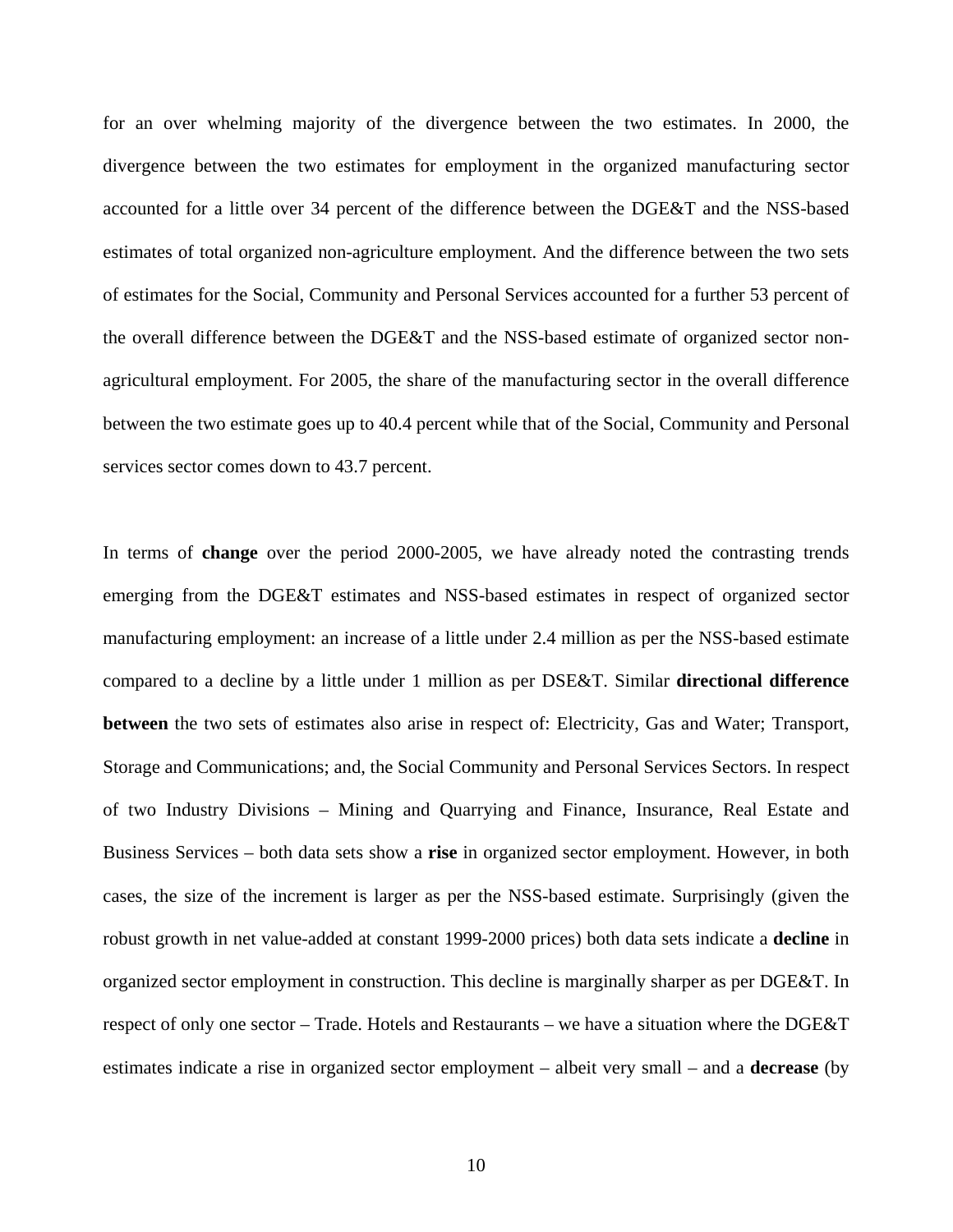for an over whelming majority of the divergence between the two estimates. In 2000, the divergence between the two estimates for employment in the organized manufacturing sector accounted for a little over 34 percent of the difference between the DGE&T and the NSS-based estimates of total organized non-agriculture employment. And the difference between the two sets of estimates for the Social, Community and Personal Services accounted for a further 53 percent of the overall difference between the DGE&T and the NSS-based estimate of organized sector non-agricultural employment. For 2005, the share of the manufacturing sector in the overall difference between the two estimate goes up to 40.4 percent while that of the Social, Community and Personal services sector comes down to 43.7 percent.

In terms of **change** over the period 2000-2005, we have already noted the contrasting trends emerging from the DGE&T estimates and NSS-based estimates in respect of organized sector manufacturing employment: an increase of a little under 2.4 million as per the NSS-based estimate compared to a decline by a little under 1 million as per DSE&T. Similar **directional difference between** the two sets of estimates also arise in respect of: Electricity, Gas and Water; Transport, Storage and Communications; and, the Social Community and Personal Services Sectors. In respect of two Industry Divisions – Mining and Quarrying and Finance, Insurance, Real Estate and Business Services – both data sets show a **rise** in organized sector employment. However, in both cases, the size of the increment is larger as per the NSS-based estimate. Surprisingly (given the robust growth in net value-added at constant 1999-2000 prices) both data sets indicate a **decline** in organized sector employment in construction. This decline is marginally sharper as per DGE&T. In respect of only one sector – Trade. Hotels and Restaurants – we have a situation where the DGE&T estimates indicate a rise in organized sector employment – albeit very small – and a **decrease** (by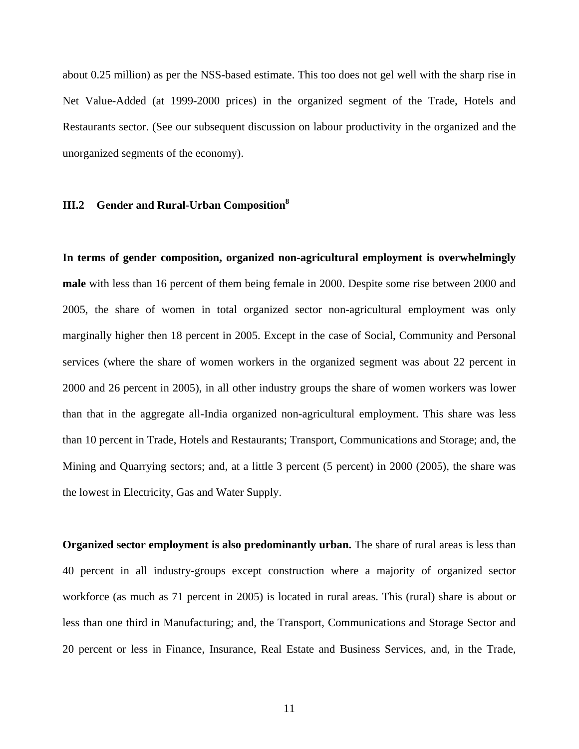about 0.25 million) as per the NSS-based estimate. This too does not gel well with the sharp rise in Net Value-Added (at 1999-2000 prices) in the organized segment of the Trade, Hotels and Restaurants sector. (See our subsequent discussion on labour productivity in the organized and the unorganized segments of the economy).

### III.2 Gender and Rural-Urban Composition[8]

**In terms of gender composition, organized non-agricultural employment is overwhelmingly male** with less than 16 percent of them being female in 2000. Despite some rise between 2000 and 2005, the share of women in total organized sector non-agricultural employment was only marginally higher then 18 percent in 2005. Except in the case of Social, Community and Personal services (where the share of women workers in the organized segment was about 22 percent in 2000 and 26 percent in 2005), in all other industry groups the share of women workers was lower than that in the aggregate all-India organized non-agricultural employment. This share was less than 10 percent in Trade, Hotels and Restaurants; Transport, Communications and Storage; and, the Mining and Quarrying sectors; and, at a little 3 percent (5 percent) in 2000 (2005), the share was the lowest in Electricity, Gas and Water Supply.

**Organized sector employment is also predominantly urban.** The share of rural areas is less than 40 percent in all industry-groups except construction where a majority of organized sector workforce (as much as 71 percent in 2005) is located in rural areas. This (rural) share is about or less than one third in Manufacturing; and, the Transport, Communications and Storage Sector and 20 percent or less in Finance, Insurance, Real Estate and Business Services, and, in the Trade,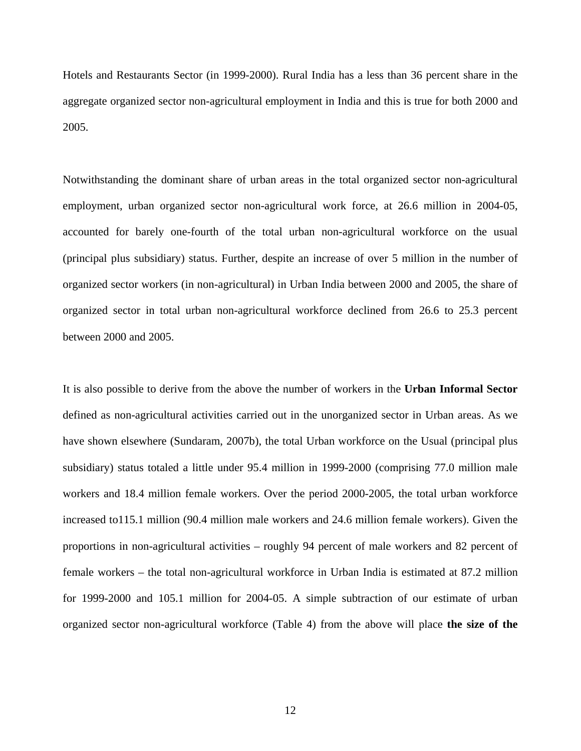Hotels and Restaurants Sector (in 1999-2000). Rural India has a less than 36 percent share in the aggregate organized sector non-agricultural employment in India and this is true for both 2000 and 2005.

Notwithstanding the dominant share of urban areas in the total organized sector non-agricultural employment, urban organized sector non-agricultural work force, at 26.6 million in 2004-05, accounted for barely one-fourth of the total urban non-agricultural workforce on the usual (principal plus subsidiary) status. Further, despite an increase of over 5 million in the number of organized sector workers (in non-agricultural) in Urban India between 2000 and 2005, the share of organized sector in total urban non-agricultural workforce declined from 26.6 to 25.3 percent between 2000 and 2005.

It is also possible to derive from the above the number of workers in the **Urban Informal Sector** defined as non-agricultural activities carried out in the unorganized sector in Urban areas. As we have shown elsewhere (Sundaram, 2007b), the total Urban workforce on the Usual (principal plus subsidiary) status totaled a little under 95.4 million in 1999-2000 (comprising 77.0 million male workers and 18.4 million female workers. Over the period 2000-2005, the total urban workforce increased to115.1 million (90.4 million male workers and 24.6 million female workers). Given the proportions in non-agricultural activities – roughly 94 percent of male workers and 82 percent of female workers – the total non-agricultural workforce in Urban India is estimated at 87.2 million for 1999-2000 and 105.1 million for 2004-05. A simple subtraction of our estimate of urban organized sector non-agricultural workforce (Table 4) from the above will place **the size of the**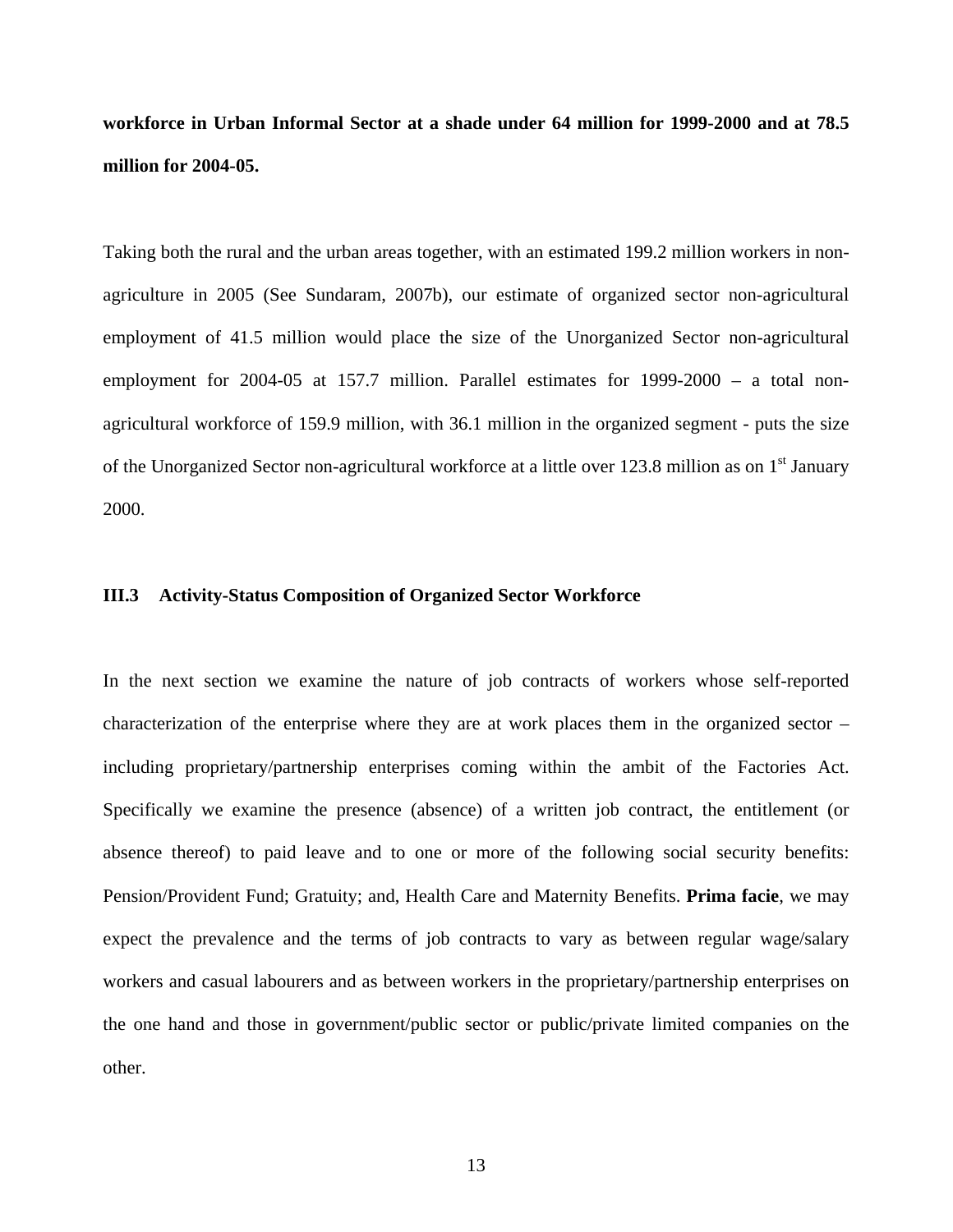**workforce in Urban Informal Sector at a shade under 64 million for 1999-2000 and at 78.5 million for 2004-05.**

Taking both the rural and the urban areas together, with an estimated 199.2 million workers in non-agriculture in 2005 (See Sundaram, 2007b), our estimate of organized sector non-agricultural employment of 41.5 million would place the size of the Unorganized Sector non-agricultural employment for 2004-05 at 157.7 million. Parallel estimates for 1999-2000 – a total non-agricultural workforce of 159.9 million, with 36.1 million in the organized segment - puts the size of the Unorganized Sector non-agricultural workforce at a little over 123.8 million as on 1st January 2000.

### III.3 Activity-Status Composition of Organized Sector Workforce

In the next section we examine the nature of job contracts of workers whose self-reported characterization of the enterprise where they are at work places them in the organized sector – including proprietary/partnership enterprises coming within the ambit of the Factories Act. Specifically we examine the presence (absence) of a written job contract, the entitlement (or absence thereof) to paid leave and to one or more of the following social security benefits: Pension/Provident Fund; Gratuity; and, Health Care and Maternity Benefits. **Prima facie**, we may expect the prevalence and the terms of job contracts to vary as between regular wage/salary workers and casual labourers and as between workers in the proprietary/partnership enterprises on the one hand and those in government/public sector or public/private limited companies on the other.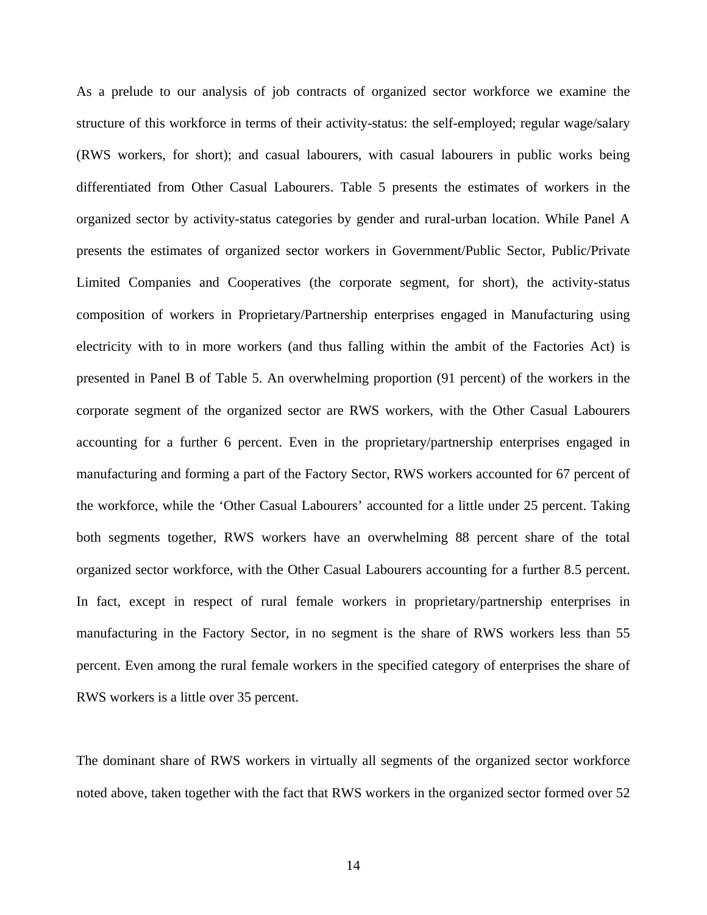As a prelude to our analysis of job contracts of organized sector workforce we examine the structure of this workforce in terms of their activity-status: the self-employed; regular wage/salary (RWS workers, for short); and casual labourers, with casual labourers in public works being differentiated from Other Casual Labourers. Table 5 presents the estimates of workers in the organized sector by activity-status categories by gender and rural-urban location. While Panel A presents the estimates of organized sector workers in Government/Public Sector, Public/Private Limited Companies and Cooperatives (the corporate segment, for short), the activity-status composition of workers in Proprietary/Partnership enterprises engaged in Manufacturing using electricity with to in more workers (and thus falling within the ambit of the Factories Act) is presented in Panel B of Table 5. An overwhelming proportion (91 percent) of the workers in the corporate segment of the organized sector are RWS workers, with the Other Casual Labourers accounting for a further 6 percent. Even in the proprietary/partnership enterprises engaged in manufacturing and forming a part of the Factory Sector, RWS workers accounted for 67 percent of the workforce, while the 'Other Casual Labourers' accounted for a little under 25 percent. Taking both segments together, RWS workers have an overwhelming 88 percent share of the total organized sector workforce, with the Other Casual Labourers accounting for a further 8.5 percent. In fact, except in respect of rural female workers in proprietary/partnership enterprises in manufacturing in the Factory Sector, in no segment is the share of RWS workers less than 55 percent. Even among the rural female workers in the specified category of enterprises the share of RWS workers is a little over 35 percent.

The dominant share of RWS workers in virtually all segments of the organized sector workforce noted above, taken together with the fact that RWS workers in the organized sector formed over 52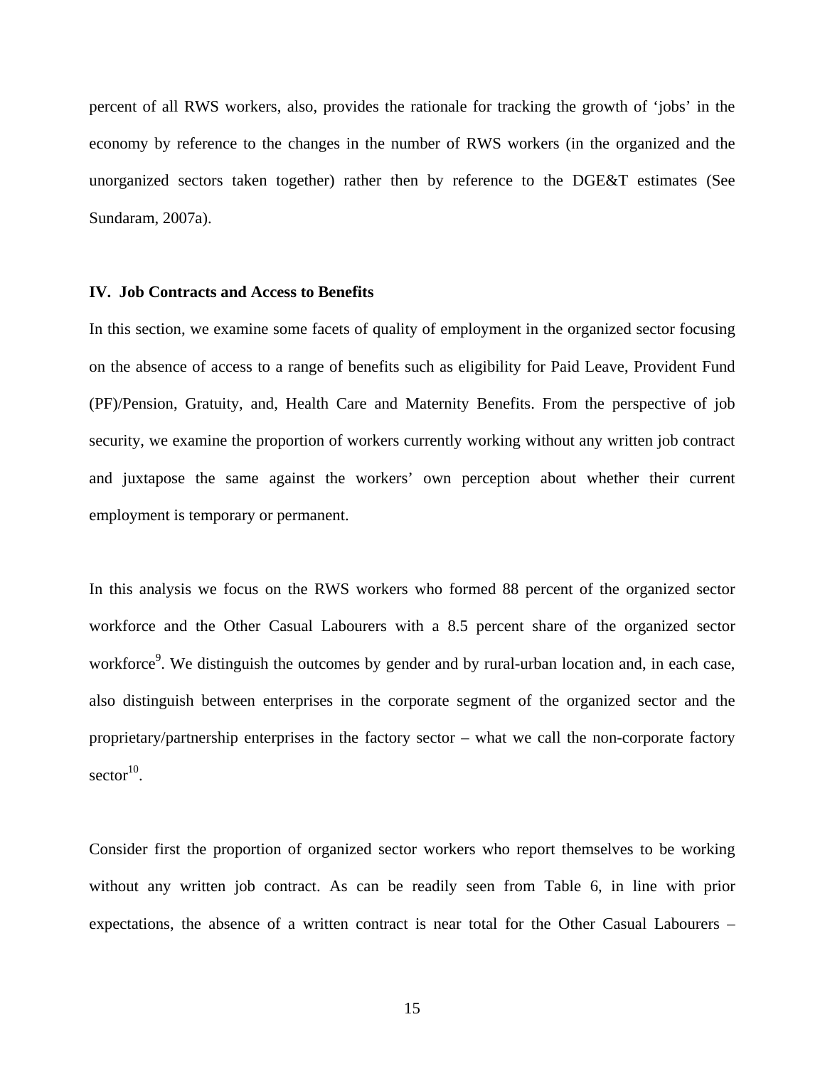percent of all RWS workers, also, provides the rationale for tracking the growth of 'jobs' in the economy by reference to the changes in the number of RWS workers (in the organized and the unorganized sectors taken together) rather then by reference to the DGE&T estimates (See Sundaram, 2007a).

## IV. Job Contracts and Access to Benefits

In this section, we examine some facets of quality of employment in the organized sector focusing on the absence of access to a range of benefits such as eligibility for Paid Leave, Provident Fund (PF)/Pension, Gratuity, and, Health Care and Maternity Benefits. From the perspective of job security, we examine the proportion of workers currently working without any written job contract and juxtapose the same against the workers' own perception about whether their current employment is temporary or permanent.

In this analysis we focus on the RWS workers who formed 88 percent of the organized sector workforce and the Other Casual Labourers with a 8.5 percent share of the organized sector workforce[9]. We distinguish the outcomes by gender and by rural-urban location and, in each case, also distinguish between enterprises in the corporate segment of the organized sector and the proprietary/partnership enterprises in the factory sector – what we call the non-corporate factory sector[10].

Consider first the proportion of organized sector workers who report themselves to be working without any written job contract. As can be readily seen from Table 6, in line with prior expectations, the absence of a written contract is near total for the Other Casual Labourers –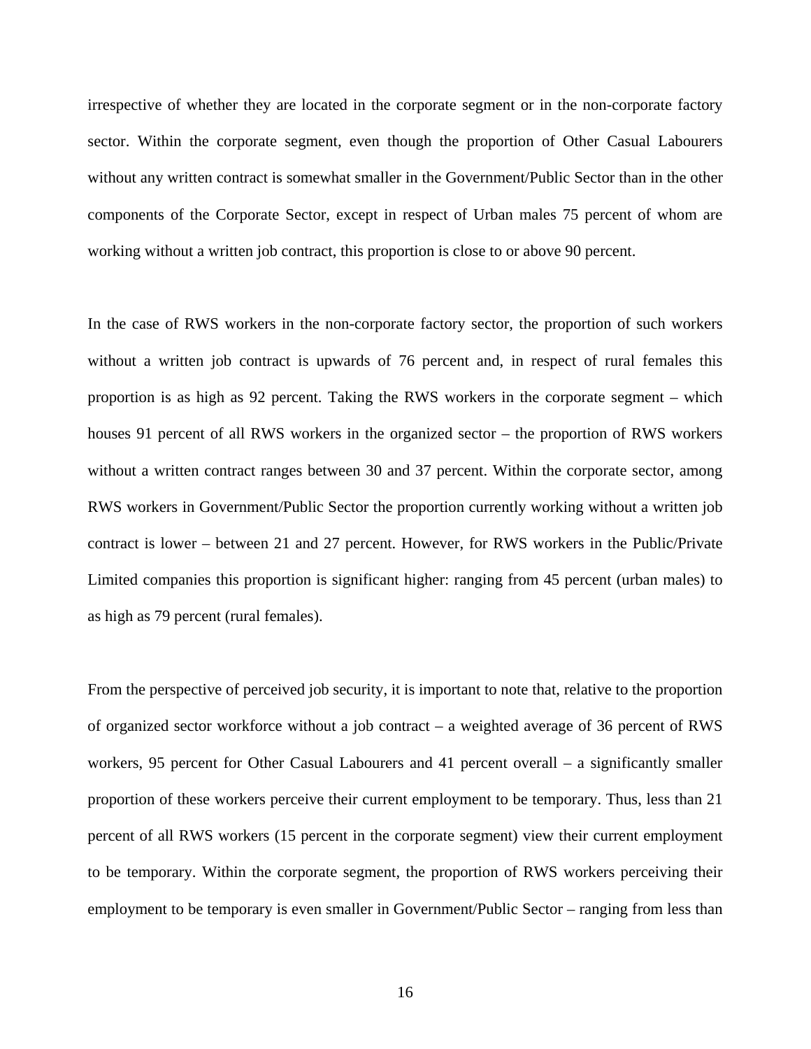irrespective of whether they are located in the corporate segment or in the non-corporate factory sector. Within the corporate segment, even though the proportion of Other Casual Labourers without any written contract is somewhat smaller in the Government/Public Sector than in the other components of the Corporate Sector, except in respect of Urban males 75 percent of whom are working without a written job contract, this proportion is close to or above 90 percent.

In the case of RWS workers in the non-corporate factory sector, the proportion of such workers without a written job contract is upwards of 76 percent and, in respect of rural females this proportion is as high as 92 percent. Taking the RWS workers in the corporate segment – which houses 91 percent of all RWS workers in the organized sector – the proportion of RWS workers without a written contract ranges between 30 and 37 percent. Within the corporate sector, among RWS workers in Government/Public Sector the proportion currently working without a written job contract is lower – between 21 and 27 percent. However, for RWS workers in the Public/Private Limited companies this proportion is significant higher: ranging from 45 percent (urban males) to as high as 79 percent (rural females).

From the perspective of perceived job security, it is important to note that, relative to the proportion of organized sector workforce without a job contract – a weighted average of 36 percent of RWS workers, 95 percent for Other Casual Labourers and 41 percent overall – a significantly smaller proportion of these workers perceive their current employment to be temporary. Thus, less than 21 percent of all RWS workers (15 percent in the corporate segment) view their current employment to be temporary. Within the corporate segment, the proportion of RWS workers perceiving their employment to be temporary is even smaller in Government/Public Sector – ranging from less than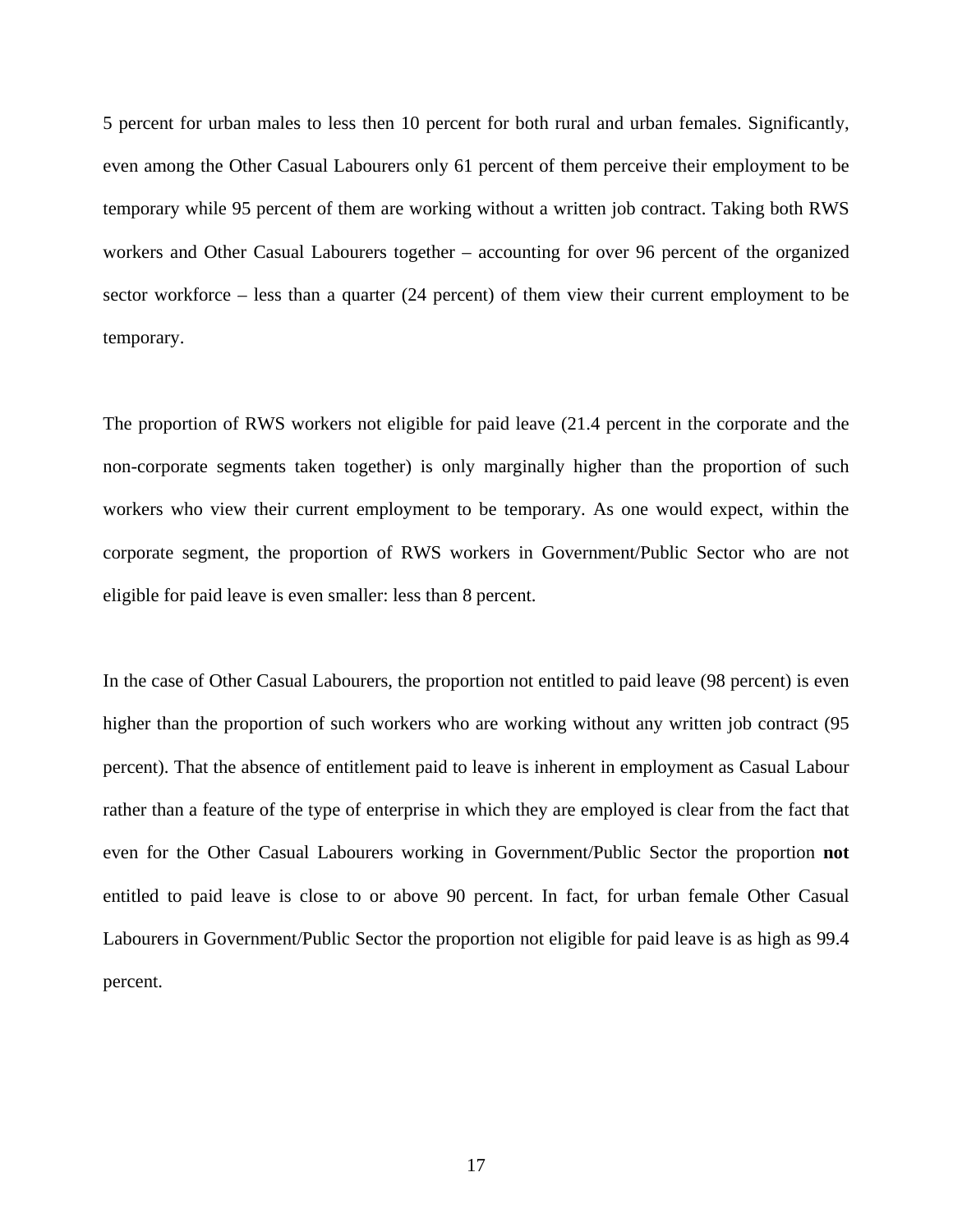5 percent for urban males to less then 10 percent for both rural and urban females. Significantly, even among the Other Casual Labourers only 61 percent of them perceive their employment to be temporary while 95 percent of them are working without a written job contract. Taking both RWS workers and Other Casual Labourers together – accounting for over 96 percent of the organized sector workforce – less than a quarter (24 percent) of them view their current employment to be temporary.

The proportion of RWS workers not eligible for paid leave (21.4 percent in the corporate and the non-corporate segments taken together) is only marginally higher than the proportion of such workers who view their current employment to be temporary. As one would expect, within the corporate segment, the proportion of RWS workers in Government/Public Sector who are not eligible for paid leave is even smaller: less than 8 percent.

In the case of Other Casual Labourers, the proportion not entitled to paid leave (98 percent) is even higher than the proportion of such workers who are working without any written job contract (95 percent). That the absence of entitlement paid to leave is inherent in employment as Casual Labour rather than a feature of the type of enterprise in which they are employed is clear from the fact that even for the Other Casual Labourers working in Government/Public Sector the proportion **not** entitled to paid leave is close to or above 90 percent. In fact, for urban female Other Casual Labourers in Government/Public Sector the proportion not eligible for paid leave is as high as 99.4 percent.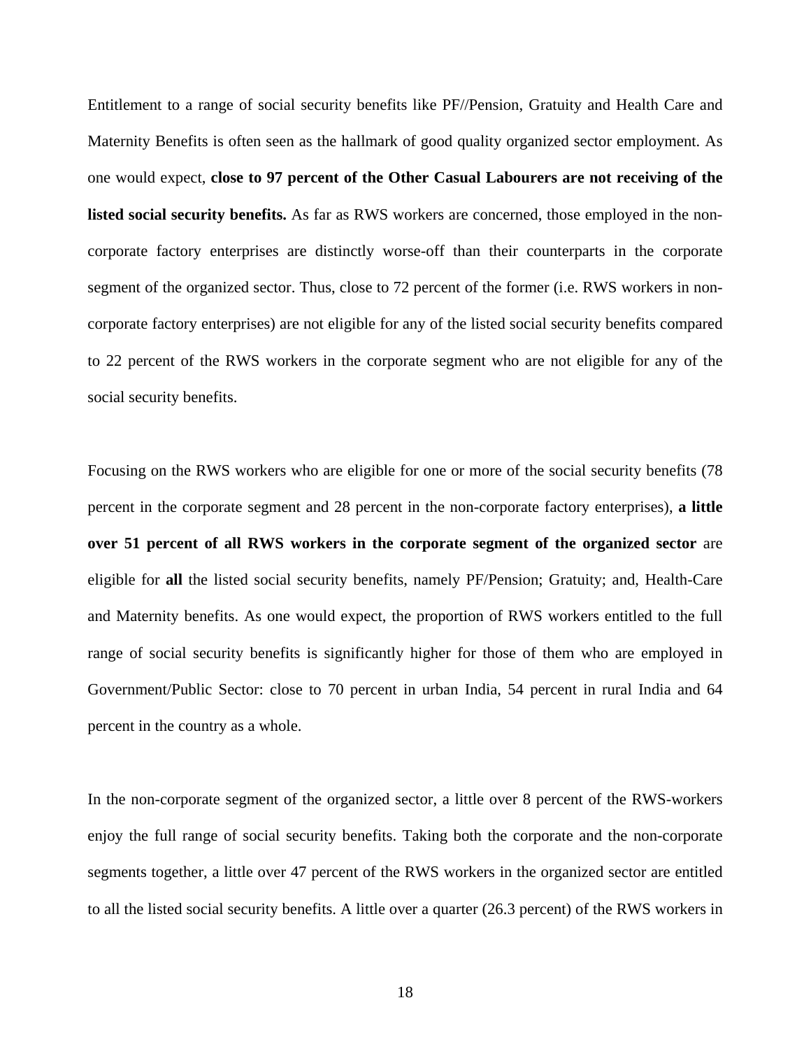Entitlement to a range of social security benefits like PF//Pension, Gratuity and Health Care and Maternity Benefits is often seen as the hallmark of good quality organized sector employment. As one would expect, **close to 97 percent of the Other Casual Labourers are not receiving of the listed social security benefits.** As far as RWS workers are concerned, those employed in the non-corporate factory enterprises are distinctly worse-off than their counterparts in the corporate segment of the organized sector. Thus, close to 72 percent of the former (i.e. RWS workers in non-corporate factory enterprises) are not eligible for any of the listed social security benefits compared to 22 percent of the RWS workers in the corporate segment who are not eligible for any of the social security benefits.

Focusing on the RWS workers who are eligible for one or more of the social security benefits (78 percent in the corporate segment and 28 percent in the non-corporate factory enterprises), **a little over 51 percent of all RWS workers in the corporate segment of the organized sector** are eligible for **all** the listed social security benefits, namely PF/Pension; Gratuity; and, Health-Care and Maternity benefits. As one would expect, the proportion of RWS workers entitled to the full range of social security benefits is significantly higher for those of them who are employed in Government/Public Sector: close to 70 percent in urban India, 54 percent in rural India and 64 percent in the country as a whole.

In the non-corporate segment of the organized sector, a little over 8 percent of the RWS-workers enjoy the full range of social security benefits. Taking both the corporate and the non-corporate segments together, a little over 47 percent of the RWS workers in the organized sector are entitled to all the listed social security benefits. A little over a quarter (26.3 percent) of the RWS workers in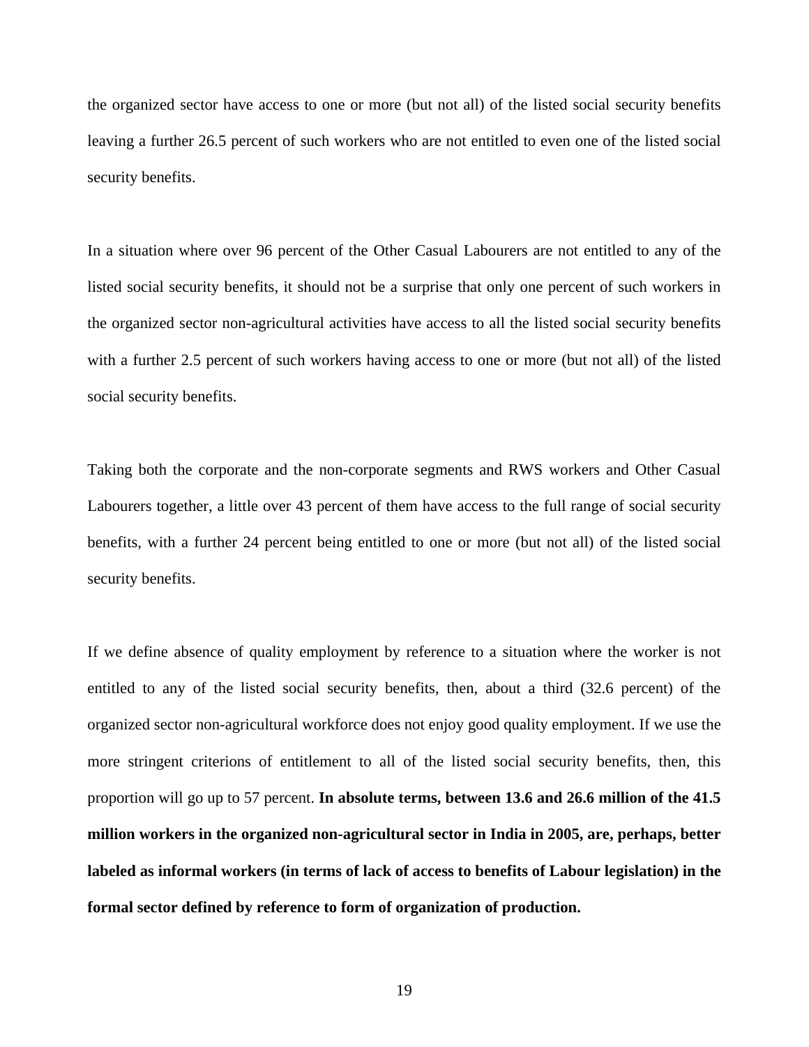the organized sector have access to one or more (but not all) of the listed social security benefits leaving a further 26.5 percent of such workers who are not entitled to even one of the listed social security benefits.

In a situation where over 96 percent of the Other Casual Labourers are not entitled to any of the listed social security benefits, it should not be a surprise that only one percent of such workers in the organized sector non-agricultural activities have access to all the listed social security benefits with a further 2.5 percent of such workers having access to one or more (but not all) of the listed social security benefits.

Taking both the corporate and the non-corporate segments and RWS workers and Other Casual Labourers together, a little over 43 percent of them have access to the full range of social security benefits, with a further 24 percent being entitled to one or more (but not all) of the listed social security benefits.

If we define absence of quality employment by reference to a situation where the worker is not entitled to any of the listed social security benefits, then, about a third (32.6 percent) of the organized sector non-agricultural workforce does not enjoy good quality employment. If we use the more stringent criterions of entitlement to all of the listed social security benefits, then, this proportion will go up to 57 percent. **In absolute terms, between 13.6 and 26.6 million of the 41.5 million workers in the organized non-agricultural sector in India in 2005, are, perhaps, better labeled as informal workers (in terms of lack of access to benefits of Labour legislation) in the formal sector defined by reference to form of organization of production.**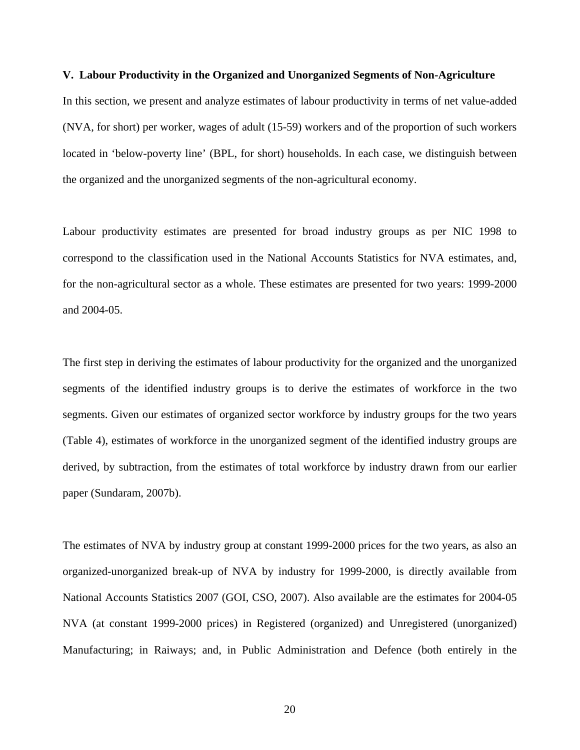## V. Labour Productivity in the Organized and Unorganized Segments of Non-Agriculture

In this section, we present and analyze estimates of labour productivity in terms of net value-added (NVA, for short) per worker, wages of adult (15-59) workers and of the proportion of such workers located in 'below-poverty line' (BPL, for short) households. In each case, we distinguish between the organized and the unorganized segments of the non-agricultural economy.

Labour productivity estimates are presented for broad industry groups as per NIC 1998 to correspond to the classification used in the National Accounts Statistics for NVA estimates, and, for the non-agricultural sector as a whole. These estimates are presented for two years: 1999-2000 and 2004-05.

The first step in deriving the estimates of labour productivity for the organized and the unorganized segments of the identified industry groups is to derive the estimates of workforce in the two segments. Given our estimates of organized sector workforce by industry groups for the two years (Table 4), estimates of workforce in the unorganized segment of the identified industry groups are derived, by subtraction, from the estimates of total workforce by industry drawn from our earlier paper (Sundaram, 2007b).

The estimates of NVA by industry group at constant 1999-2000 prices for the two years, as also an organized-unorganized break-up of NVA by industry for 1999-2000, is directly available from National Accounts Statistics 2007 (GOI, CSO, 2007). Also available are the estimates for 2004-05 NVA (at constant 1999-2000 prices) in Registered (organized) and Unregistered (unorganized) Manufacturing; in Raiways; and, in Public Administration and Defence (both entirely in the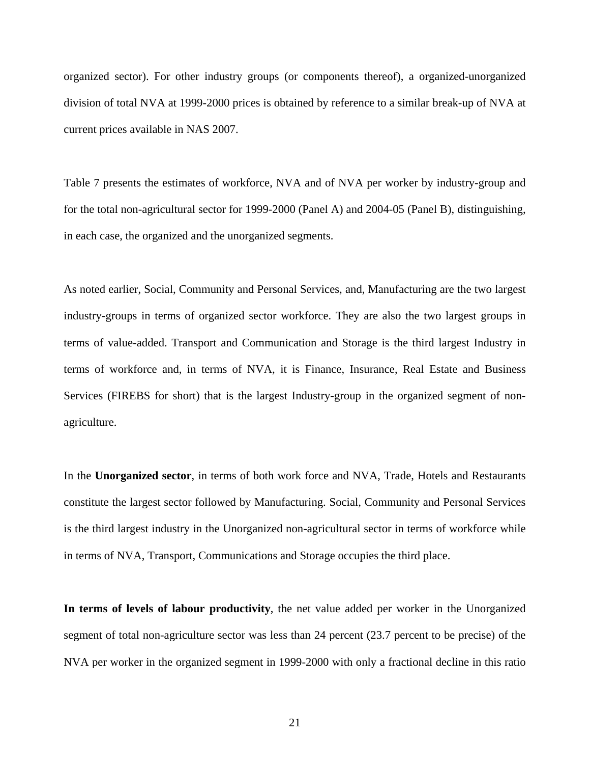organized sector). For other industry groups (or components thereof), a organized-unorganized division of total NVA at 1999-2000 prices is obtained by reference to a similar break-up of NVA at current prices available in NAS 2007.

Table 7 presents the estimates of workforce, NVA and of NVA per worker by industry-group and for the total non-agricultural sector for 1999-2000 (Panel A) and 2004-05 (Panel B), distinguishing, in each case, the organized and the unorganized segments.

As noted earlier, Social, Community and Personal Services, and, Manufacturing are the two largest industry-groups in terms of organized sector workforce. They are also the two largest groups in terms of value-added. Transport and Communication and Storage is the third largest Industry in terms of workforce and, in terms of NVA, it is Finance, Insurance, Real Estate and Business Services (FIREBS for short) that is the largest Industry-group in the organized segment of non-agriculture.

In the **Unorganized sector**, in terms of both work force and NVA, Trade, Hotels and Restaurants constitute the largest sector followed by Manufacturing. Social, Community and Personal Services is the third largest industry in the Unorganized non-agricultural sector in terms of workforce while in terms of NVA, Transport, Communications and Storage occupies the third place.

**In terms of levels of labour productivity**, the net value added per worker in the Unorganized segment of total non-agriculture sector was less than 24 percent (23.7 percent to be precise) of the NVA per worker in the organized segment in 1999-2000 with only a fractional decline in this ratio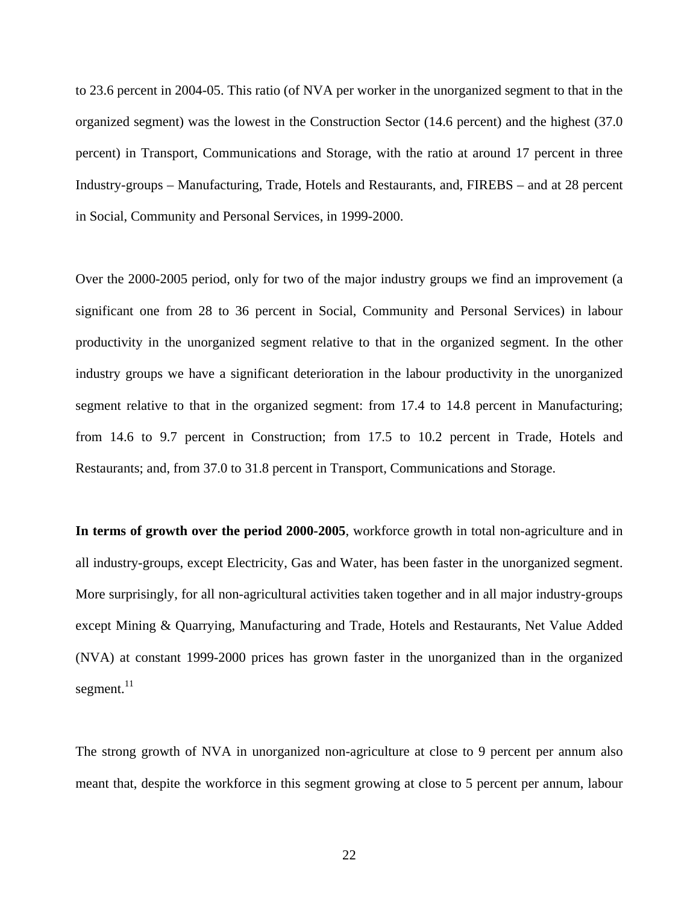to 23.6 percent in 2004-05. This ratio (of NVA per worker in the unorganized segment to that in the organized segment) was the lowest in the Construction Sector (14.6 percent) and the highest (37.0 percent) in Transport, Communications and Storage, with the ratio at around 17 percent in three Industry-groups – Manufacturing, Trade, Hotels and Restaurants, and, FIREBS – and at 28 percent in Social, Community and Personal Services, in 1999-2000.

Over the 2000-2005 period, only for two of the major industry groups we find an improvement (a significant one from 28 to 36 percent in Social, Community and Personal Services) in labour productivity in the unorganized segment relative to that in the organized segment. In the other industry groups we have a significant deterioration in the labour productivity in the unorganized segment relative to that in the organized segment: from 17.4 to 14.8 percent in Manufacturing; from 14.6 to 9.7 percent in Construction; from 17.5 to 10.2 percent in Trade, Hotels and Restaurants; and, from 37.0 to 31.8 percent in Transport, Communications and Storage.

**In terms of growth over the period 2000-2005**, workforce growth in total non-agriculture and in all industry-groups, except Electricity, Gas and Water, has been faster in the unorganized segment. More surprisingly, for all non-agricultural activities taken together and in all major industry-groups except Mining & Quarrying, Manufacturing and Trade, Hotels and Restaurants, Net Value Added (NVA) at constant 1999-2000 prices has grown faster in the unorganized than in the organized segment.[11]

The strong growth of NVA in unorganized non-agriculture at close to 9 percent per annum also meant that, despite the workforce in this segment growing at close to 5 percent per annum, labour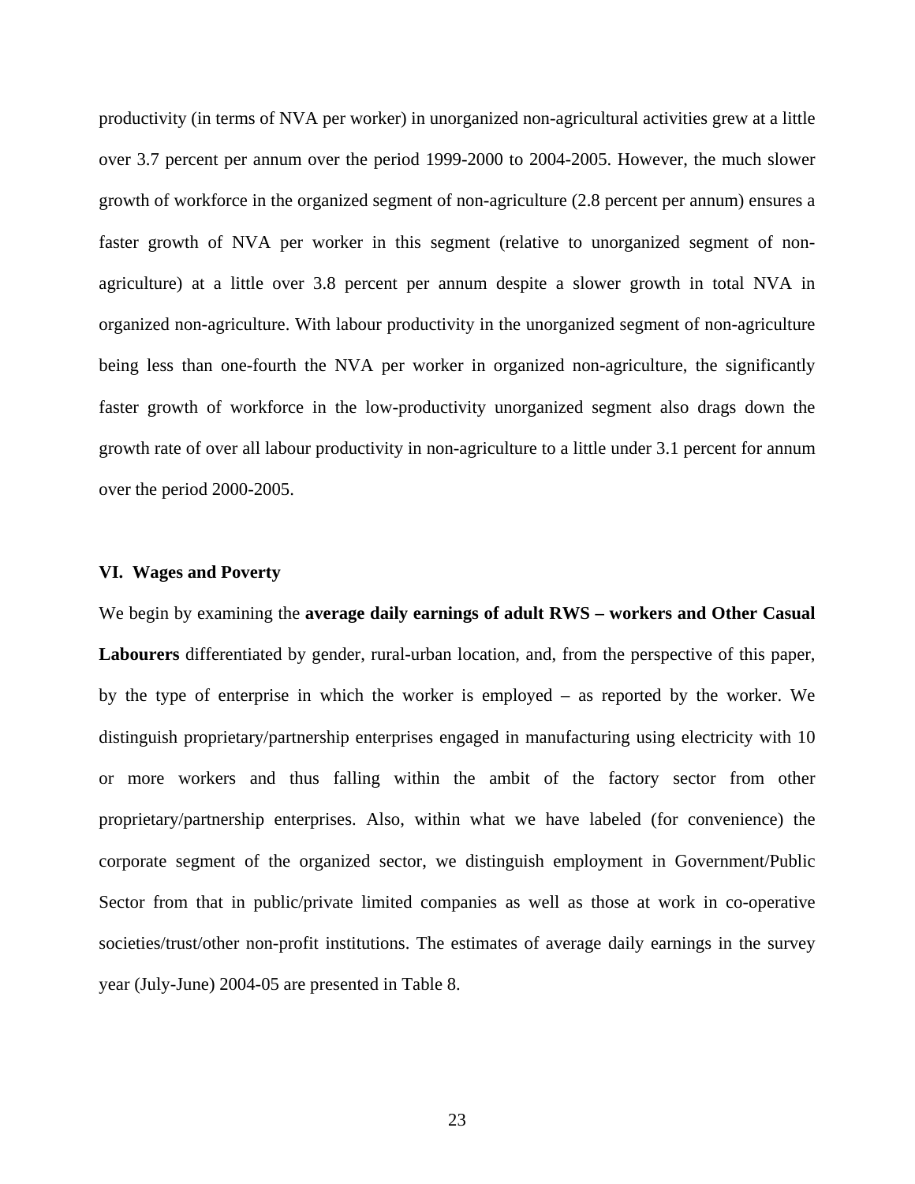productivity (in terms of NVA per worker) in unorganized non-agricultural activities grew at a little over 3.7 percent per annum over the period 1999-2000 to 2004-2005. However, the much slower growth of workforce in the organized segment of non-agriculture (2.8 percent per annum) ensures a faster growth of NVA per worker in this segment (relative to unorganized segment of non-agriculture) at a little over 3.8 percent per annum despite a slower growth in total NVA in organized non-agriculture. With labour productivity in the unorganized segment of non-agriculture being less than one-fourth the NVA per worker in organized non-agriculture, the significantly faster growth of workforce in the low-productivity unorganized segment also drags down the growth rate of over all labour productivity in non-agriculture to a little under 3.1 percent for annum over the period 2000-2005.

## VI. Wages and Poverty

We begin by examining the **average daily earnings of adult RWS – workers and Other Casual Labourers** differentiated by gender, rural-urban location, and, from the perspective of this paper, by the type of enterprise in which the worker is employed – as reported by the worker. We distinguish proprietary/partnership enterprises engaged in manufacturing using electricity with 10 or more workers and thus falling within the ambit of the factory sector from other proprietary/partnership enterprises. Also, within what we have labeled (for convenience) the corporate segment of the organized sector, we distinguish employment in Government/Public Sector from that in public/private limited companies as well as those at work in co-operative societies/trust/other non-profit institutions. The estimates of average daily earnings in the survey year (July-June) 2004-05 are presented in Table 8.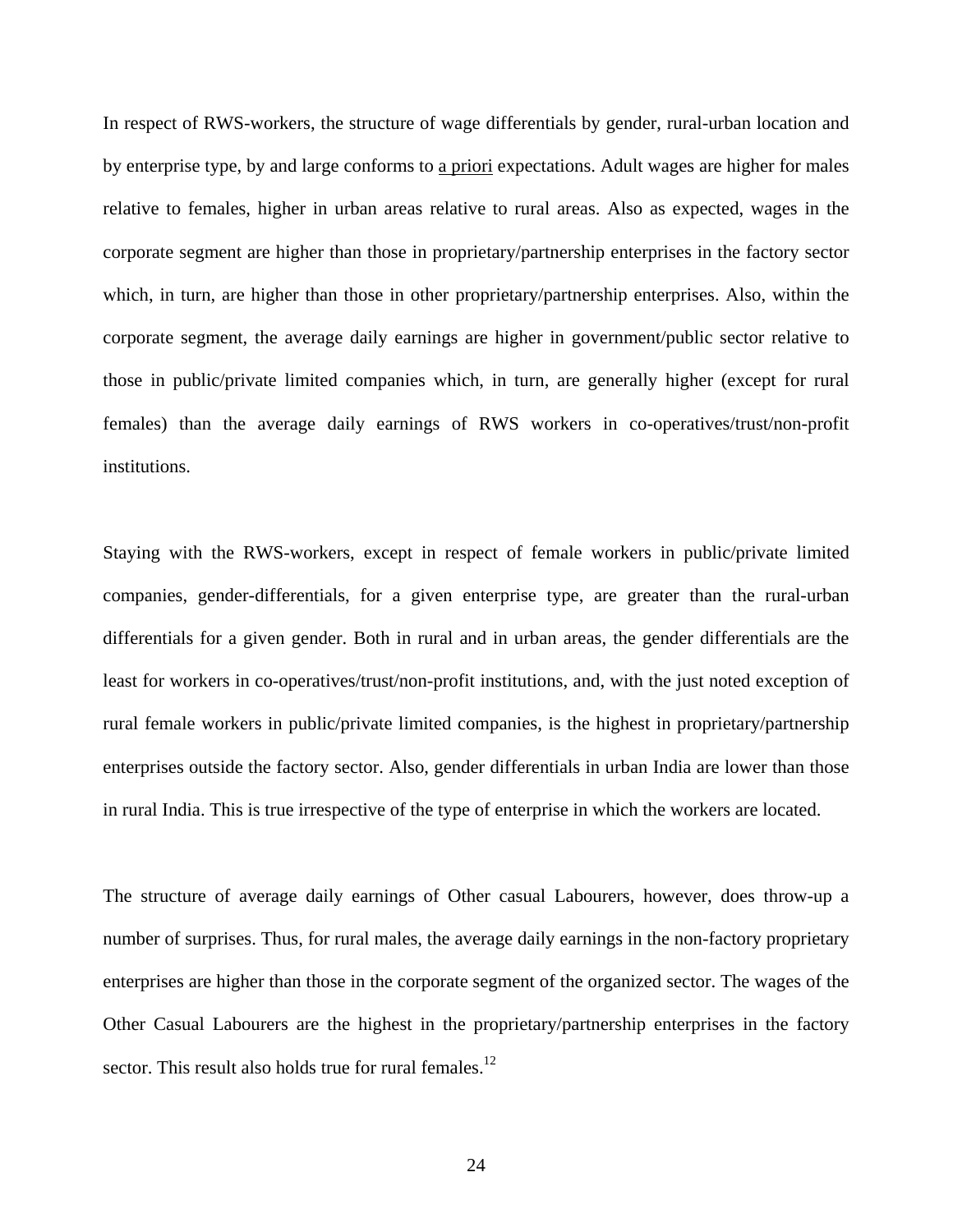In respect of RWS-workers, the structure of wage differentials by gender, rural-urban location and by enterprise type, by and large conforms to a priori expectations. Adult wages are higher for males relative to females, higher in urban areas relative to rural areas. Also as expected, wages in the corporate segment are higher than those in proprietary/partnership enterprises in the factory sector which, in turn, are higher than those in other proprietary/partnership enterprises. Also, within the corporate segment, the average daily earnings are higher in government/public sector relative to those in public/private limited companies which, in turn, are generally higher (except for rural females) than the average daily earnings of RWS workers in co-operatives/trust/non-profit institutions.

Staying with the RWS-workers, except in respect of female workers in public/private limited companies, gender-differentials, for a given enterprise type, are greater than the rural-urban differentials for a given gender. Both in rural and in urban areas, the gender differentials are the least for workers in co-operatives/trust/non-profit institutions, and, with the just noted exception of rural female workers in public/private limited companies, is the highest in proprietary/partnership enterprises outside the factory sector. Also, gender differentials in urban India are lower than those in rural India. This is true irrespective of the type of enterprise in which the workers are located.

The structure of average daily earnings of Other casual Labourers, however, does throw-up a number of surprises. Thus, for rural males, the average daily earnings in the non-factory proprietary enterprises are higher than those in the corporate segment of the organized sector. The wages of the Other Casual Labourers are the highest in the proprietary/partnership enterprises in the factory sector. This result also holds true for rural females.[12]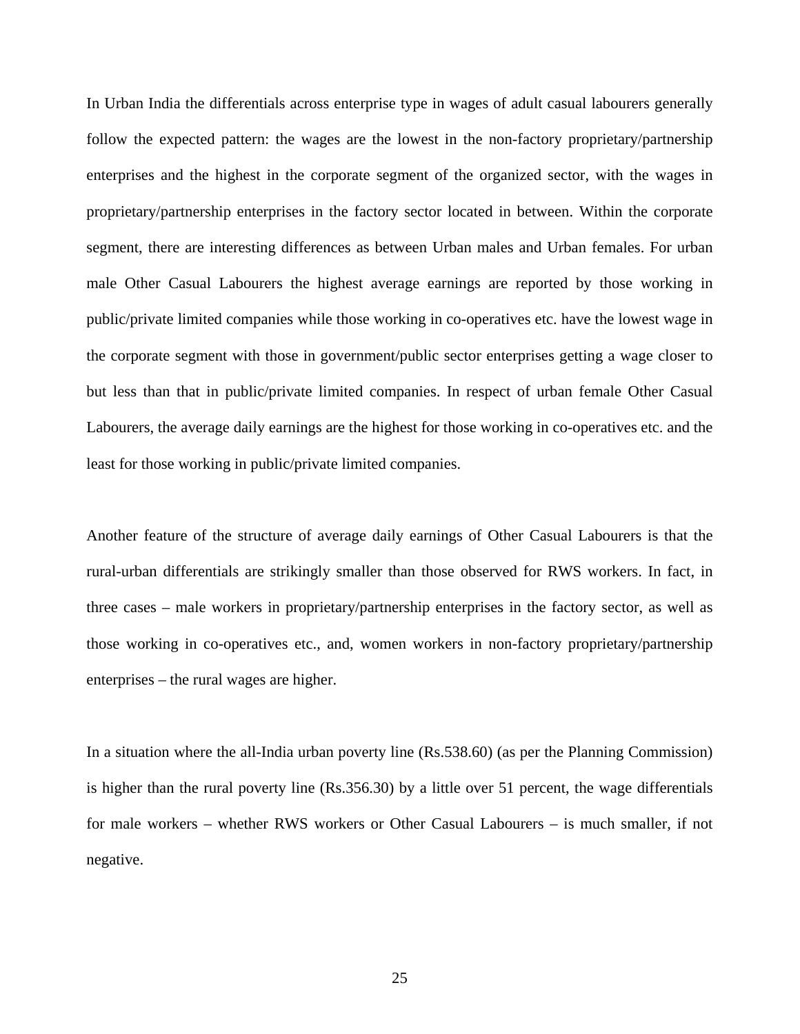In Urban India the differentials across enterprise type in wages of adult casual labourers generally follow the expected pattern: the wages are the lowest in the non-factory proprietary/partnership enterprises and the highest in the corporate segment of the organized sector, with the wages in proprietary/partnership enterprises in the factory sector located in between. Within the corporate segment, there are interesting differences as between Urban males and Urban females. For urban male Other Casual Labourers the highest average earnings are reported by those working in public/private limited companies while those working in co-operatives etc. have the lowest wage in the corporate segment with those in government/public sector enterprises getting a wage closer to but less than that in public/private limited companies. In respect of urban female Other Casual Labourers, the average daily earnings are the highest for those working in co-operatives etc. and the least for those working in public/private limited companies.

Another feature of the structure of average daily earnings of Other Casual Labourers is that the rural-urban differentials are strikingly smaller than those observed for RWS workers. In fact, in three cases – male workers in proprietary/partnership enterprises in the factory sector, as well as those working in co-operatives etc., and, women workers in non-factory proprietary/partnership enterprises – the rural wages are higher.

In a situation where the all-India urban poverty line (Rs.538.60) (as per the Planning Commission) is higher than the rural poverty line (Rs.356.30) by a little over 51 percent, the wage differentials for male workers – whether RWS workers or Other Casual Labourers – is much smaller, if not negative.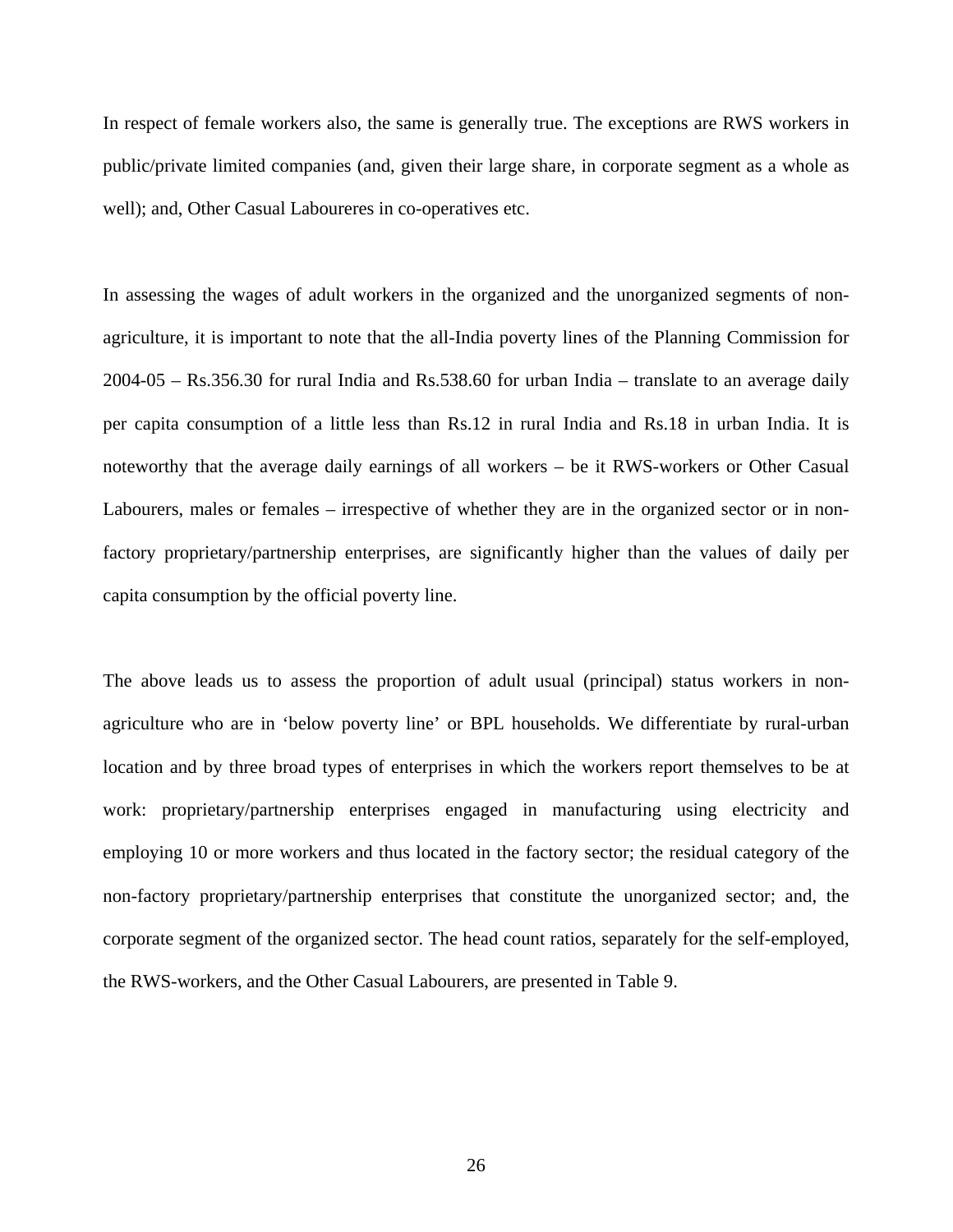In respect of female workers also, the same is generally true. The exceptions are RWS workers in public/private limited companies (and, given their large share, in corporate segment as a whole as well); and, Other Casual Laboureres in co-operatives etc.

In assessing the wages of adult workers in the organized and the unorganized segments of non-agriculture, it is important to note that the all-India poverty lines of the Planning Commission for 2004-05 – Rs.356.30 for rural India and Rs.538.60 for urban India – translate to an average daily per capita consumption of a little less than Rs.12 in rural India and Rs.18 in urban India. It is noteworthy that the average daily earnings of all workers – be it RWS-workers or Other Casual Labourers, males or females – irrespective of whether they are in the organized sector or in non-factory proprietary/partnership enterprises, are significantly higher than the values of daily per capita consumption by the official poverty line.

The above leads us to assess the proportion of adult usual (principal) status workers in non-agriculture who are in 'below poverty line' or BPL households. We differentiate by rural-urban location and by three broad types of enterprises in which the workers report themselves to be at work: proprietary/partnership enterprises engaged in manufacturing using electricity and employing 10 or more workers and thus located in the factory sector; the residual category of the non-factory proprietary/partnership enterprises that constitute the unorganized sector; and, the corporate segment of the organized sector. The head count ratios, separately for the self-employed, the RWS-workers, and the Other Casual Labourers, are presented in Table 9.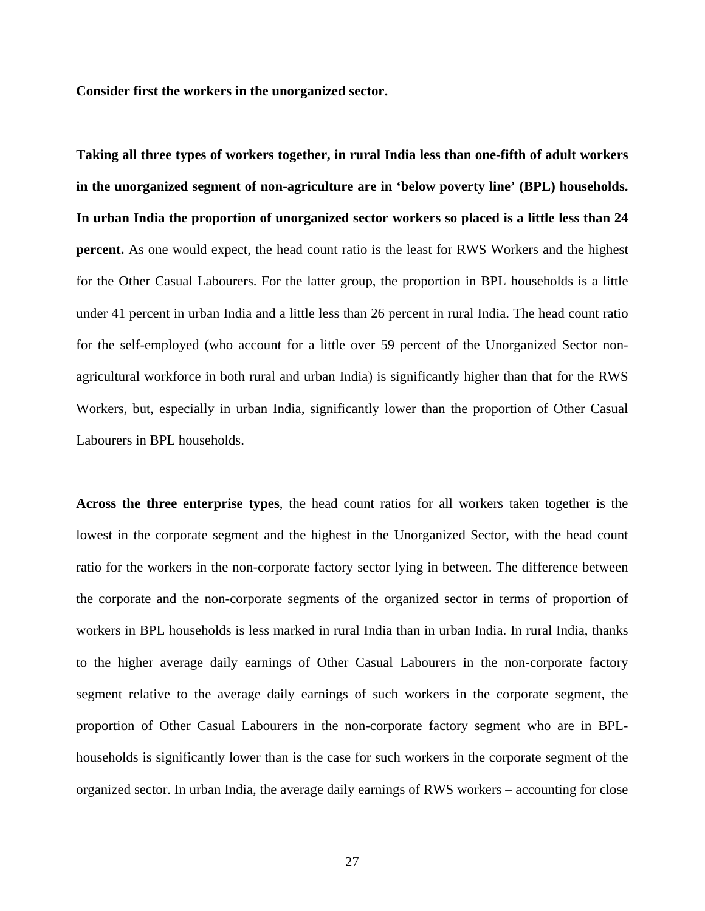**Consider first the workers in the unorganized sector.**

**Taking all three types of workers together, in rural India less than one-fifth of adult workers in the unorganized segment of non-agriculture are in 'below poverty line' (BPL) households. In urban India the proportion of unorganized sector workers so placed is a little less than 24 percent.** As one would expect, the head count ratio is the least for RWS Workers and the highest for the Other Casual Labourers. For the latter group, the proportion in BPL households is a little under 41 percent in urban India and a little less than 26 percent in rural India. The head count ratio for the self-employed (who account for a little over 59 percent of the Unorganized Sector non-agricultural workforce in both rural and urban India) is significantly higher than that for the RWS Workers, but, especially in urban India, significantly lower than the proportion of Other Casual Labourers in BPL households.

**Across the three enterprise types**, the head count ratios for all workers taken together is the lowest in the corporate segment and the highest in the Unorganized Sector, with the head count ratio for the workers in the non-corporate factory sector lying in between. The difference between the corporate and the non-corporate segments of the organized sector in terms of proportion of workers in BPL households is less marked in rural India than in urban India. In rural India, thanks to the higher average daily earnings of Other Casual Labourers in the non-corporate factory segment relative to the average daily earnings of such workers in the corporate segment, the proportion of Other Casual Labourers in the non-corporate factory segment who are in BPL-households is significantly lower than is the case for such workers in the corporate segment of the organized sector. In urban India, the average daily earnings of RWS workers – accounting for close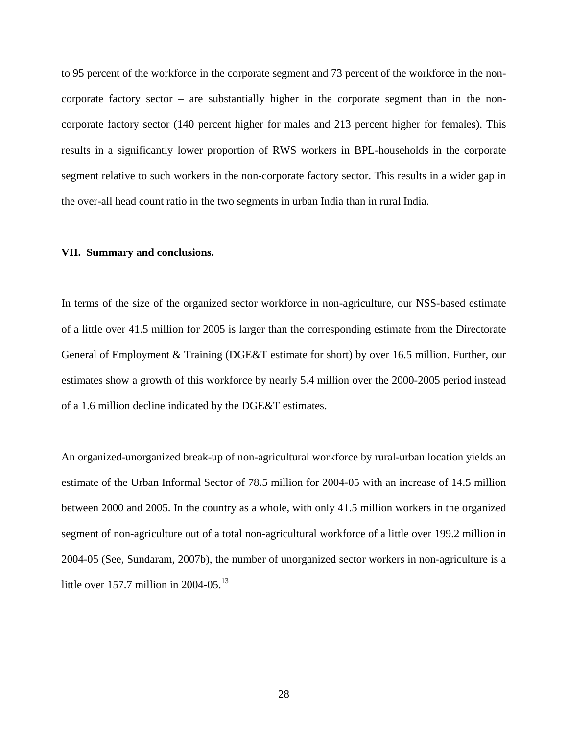to 95 percent of the workforce in the corporate segment and 73 percent of the workforce in the non-corporate factory sector – are substantially higher in the corporate segment than in the non-corporate factory sector (140 percent higher for males and 213 percent higher for females). This results in a significantly lower proportion of RWS workers in BPL-households in the corporate segment relative to such workers in the non-corporate factory sector. This results in a wider gap in the over-all head count ratio in the two segments in urban India than in rural India.

## VII. Summary and conclusions.

In terms of the size of the organized sector workforce in non-agriculture, our NSS-based estimate of a little over 41.5 million for 2005 is larger than the corresponding estimate from the Directorate General of Employment & Training (DGE&T estimate for short) by over 16.5 million. Further, our estimates show a growth of this workforce by nearly 5.4 million over the 2000-2005 period instead of a 1.6 million decline indicated by the DGE&T estimates.

An organized-unorganized break-up of non-agricultural workforce by rural-urban location yields an estimate of the Urban Informal Sector of 78.5 million for 2004-05 with an increase of 14.5 million between 2000 and 2005. In the country as a whole, with only 41.5 million workers in the organized segment of non-agriculture out of a total non-agricultural workforce of a little over 199.2 million in 2004-05 (See, Sundaram, 2007b), the number of unorganized sector workers in non-agriculture is a little over 157.7 million in 2004-05.[13]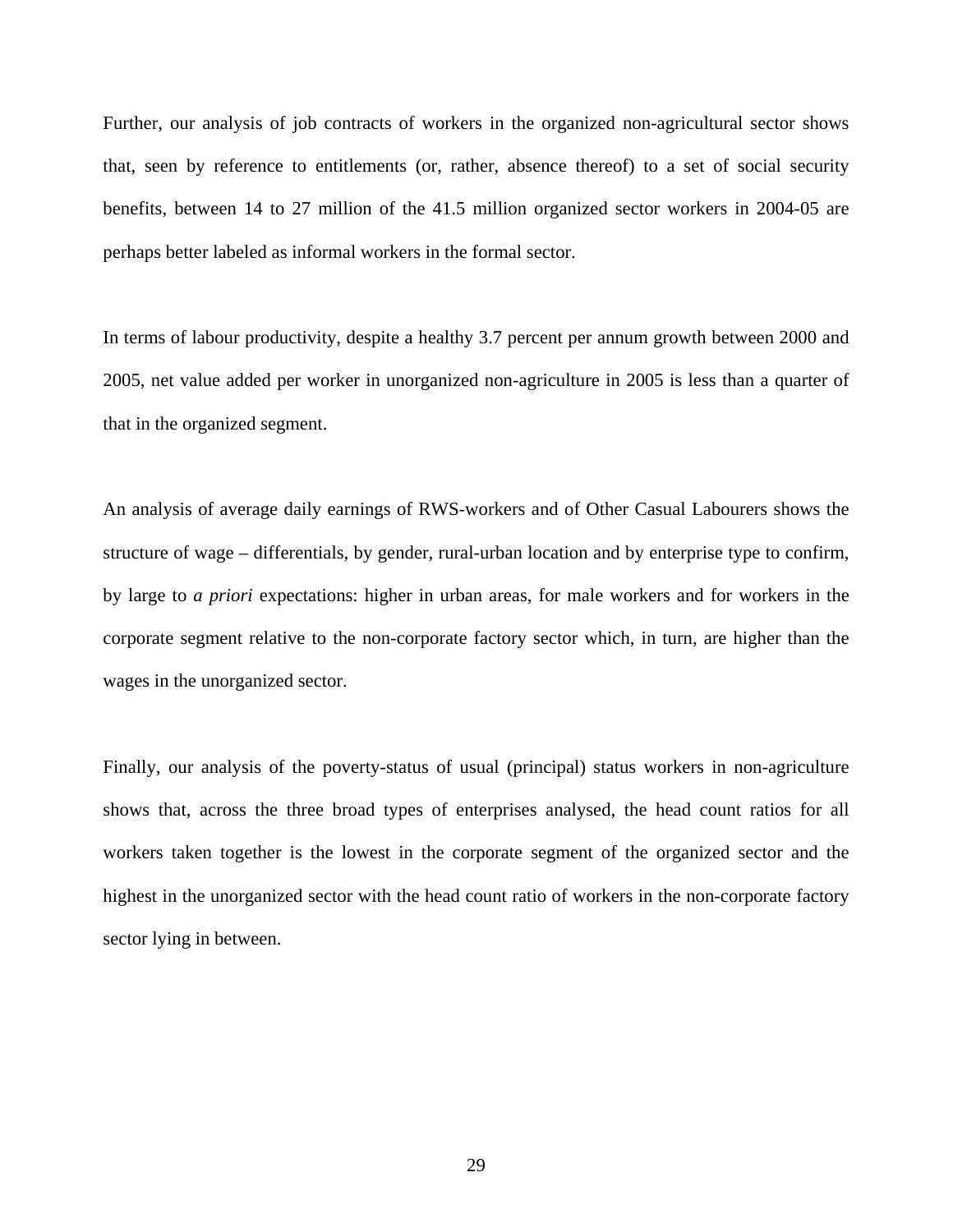Further, our analysis of job contracts of workers in the organized non-agricultural sector shows that, seen by reference to entitlements (or, rather, absence thereof) to a set of social security benefits, between 14 to 27 million of the 41.5 million organized sector workers in 2004-05 are perhaps better labeled as informal workers in the formal sector.

In terms of labour productivity, despite a healthy 3.7 percent per annum growth between 2000 and 2005, net value added per worker in unorganized non-agriculture in 2005 is less than a quarter of that in the organized segment.

An analysis of average daily earnings of RWS-workers and of Other Casual Labourers shows the structure of wage – differentials, by gender, rural-urban location and by enterprise type to confirm, by large to *a priori* expectations: higher in urban areas, for male workers and for workers in the corporate segment relative to the non-corporate factory sector which, in turn, are higher than the wages in the unorganized sector.

Finally, our analysis of the poverty-status of usual (principal) status workers in non-agriculture shows that, across the three broad types of enterprises analysed, the head count ratios for all workers taken together is the lowest in the corporate segment of the organized sector and the highest in the unorganized sector with the head count ratio of workers in the non-corporate factory sector lying in between.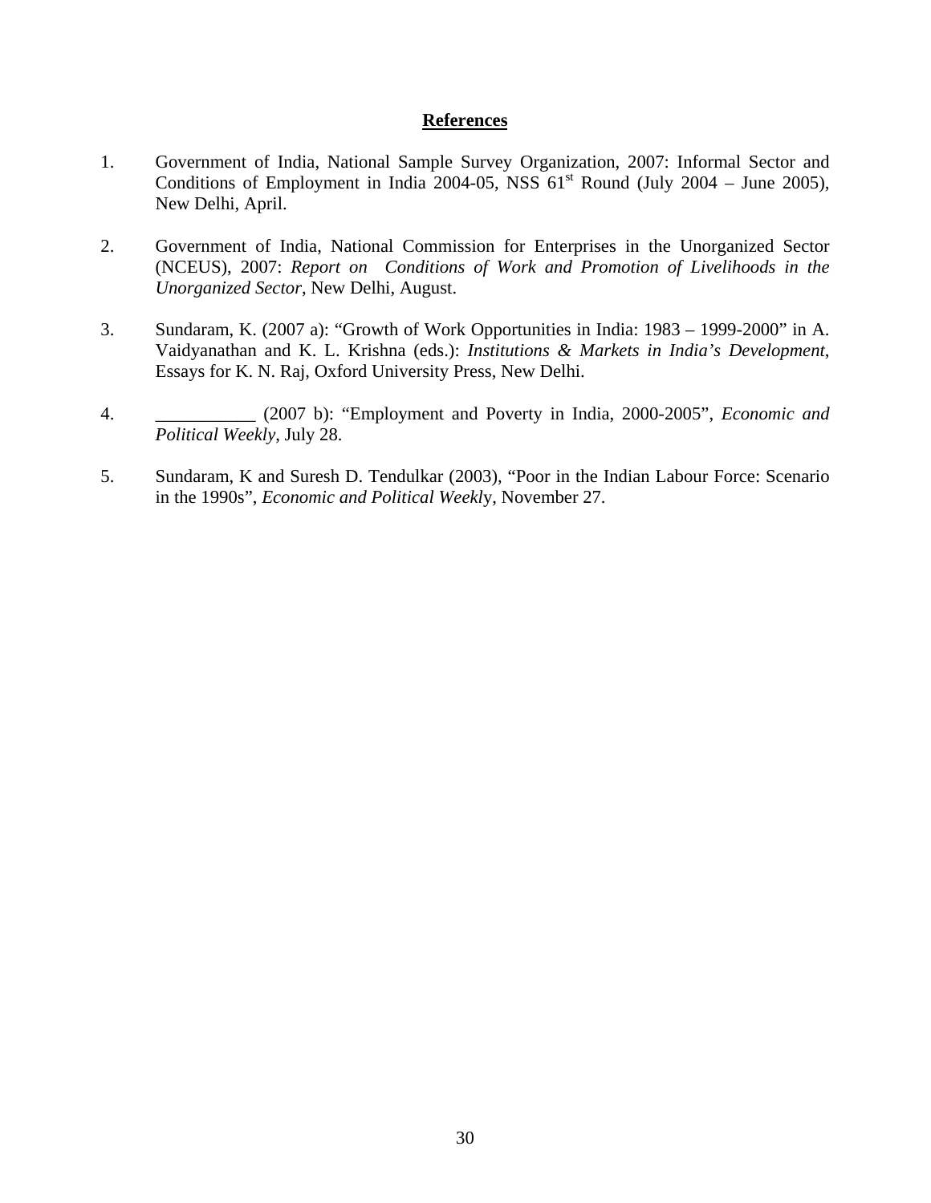## References

1. Government of India, National Sample Survey Organization, 2007: Informal Sector and Conditions of Employment in India 2004-05, NSS 61[st] Round (July 2004 – June 2005), New Delhi, April.

2. Government of India, National Commission for Enterprises in the Unorganized Sector (NCEUS), 2007: *Report on Conditions of Work and Promotion of Livelihoods in the Unorganized Sector*, New Delhi, August.

3. Sundaram, K. (2007 a): "Growth of Work Opportunities in India: 1983 – 1999-2000" in A. Vaidyanathan and K. L. Krishna (eds.): *Institutions & Markets in India's Development*, Essays for K. N. Raj, Oxford University Press, New Delhi.

4. ___________ (2007 b): "Employment and Poverty in India, 2000-2005", *Economic and Political Weekly*, July 28.

5. Sundaram, K and Suresh D. Tendulkar (2003), "Poor in the Indian Labour Force: Scenario in the 1990s", *Economic and Political Weekly*, November 27.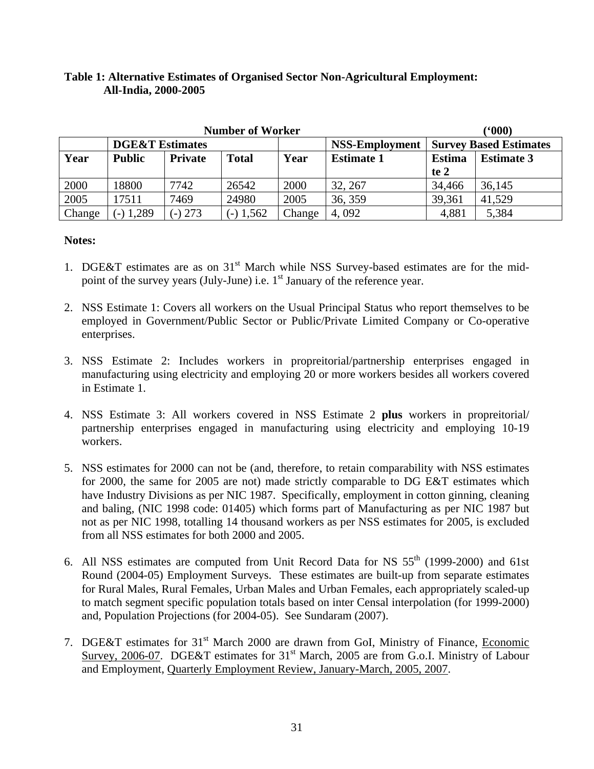**Table 1: Alternative Estimates of Organised Sector Non-Agricultural Employment: All-India, 2000-2005**

Number of Worker ('000)

| | DGE&T Estimates | | | | NSS-Employment | Survey Based Estimates | |
|---|---|---|---|---|---|---|---|
| Year | Public | Private | Total | Year | Estimate 1 | Estimate 2 | Estimate 3 |
| 2000 | 18800 | 7742 | 26542 | 2000 | 32, 267 | 34,466 | 36,145 |
| 2005 | 17511 | 7469 | 24980 | 2005 | 36, 359 | 39,361 | 41,529 |
| Change | (-) 1,289 | (-) 273 | (-) 1,562 | Change | 4, 092 | 4,881 | 5,384 |

**Notes:**

1. DGE&T estimates are as on 31st March while NSS Survey-based estimates are for the mid-point of the survey years (July-June) i.e. 1st January of the reference year.

2. NSS Estimate 1: Covers all workers on the Usual Principal Status who report themselves to be employed in Government/Public Sector or Public/Private Limited Company or Co-operative enterprises.

3. NSS Estimate 2: Includes workers in propreitorial/partnership enterprises engaged in manufacturing using electricity and employing 20 or more workers besides all workers covered in Estimate 1.

4. NSS Estimate 3: All workers covered in NSS Estimate 2 **plus** workers in propreitorial/ partnership enterprises engaged in manufacturing using electricity and employing 10-19 workers.

5. NSS estimates for 2000 can not be (and, therefore, to retain comparability with NSS estimates for 2000, the same for 2005 are not) made strictly comparable to DG E&T estimates which have Industry Divisions as per NIC 1987. Specifically, employment in cotton ginning, cleaning and baling, (NIC 1998 code: 01405) which forms part of Manufacturing as per NIC 1987 but not as per NIC 1998, totalling 14 thousand workers as per NSS estimates for 2005, is excluded from all NSS estimates for both 2000 and 2005.

6. All NSS estimates are computed from Unit Record Data for NS 55th (1999-2000) and 61st Round (2004-05) Employment Surveys. These estimates are built-up from separate estimates for Rural Males, Rural Females, Urban Males and Urban Females, each appropriately scaled-up to match segment specific population totals based on inter Censal interpolation (for 1999-2000) and, Population Projections (for 2004-05). See Sundaram (2007).

7. DGE&T estimates for 31st March 2000 are drawn from GoI, Ministry of Finance, Economic Survey, 2006-07. DGE&T estimates for 31st March, 2005 are from G.o.I. Ministry of Labour and Employment, Quarterly Employment Review, January-March, 2005, 2007.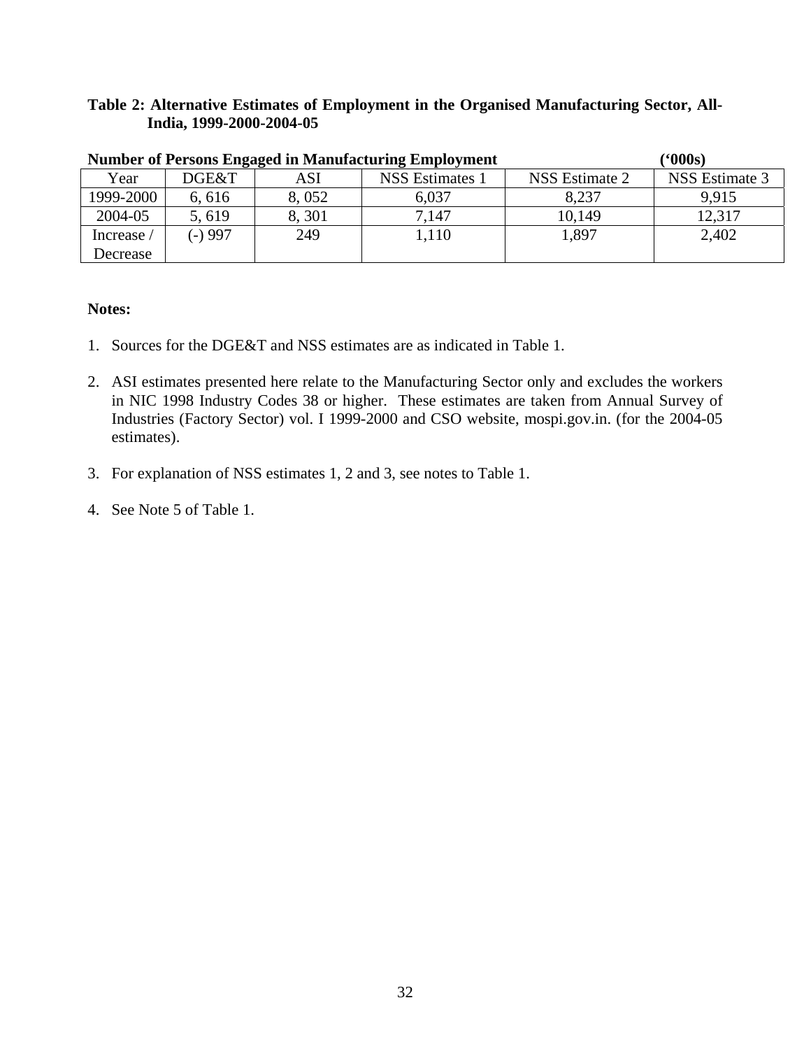**Table 2: Alternative Estimates of Employment in the Organised Manufacturing Sector, All-India, 1999-2000-2004-05**

**Number of Persons Engaged in Manufacturing Employment** **('000s)**

| Year | DGE&T | ASI | NSS Estimates 1 | NSS Estimate 2 | NSS Estimate 3 |
|---|---|---|---|---|---|
| 1999-2000 | 6, 616 | 8, 052 | 6,037 | 8,237 | 9,915 |
| 2004-05 | 5, 619 | 8, 301 | 7,147 | 10,149 | 12,317 |
| Increase / Decrease | (-) 997 | 249 | 1,110 | 1,897 | 2,402 |

**Notes:**

1. Sources for the DGE&T and NSS estimates are as indicated in Table 1.

2. ASI estimates presented here relate to the Manufacturing Sector only and excludes the workers in NIC 1998 Industry Codes 38 or higher. These estimates are taken from Annual Survey of Industries (Factory Sector) vol. I 1999-2000 and CSO website, mospi.gov.in. (for the 2004-05 estimates).

3. For explanation of NSS estimates 1, 2 and 3, see notes to Table 1.

4. See Note 5 of Table 1.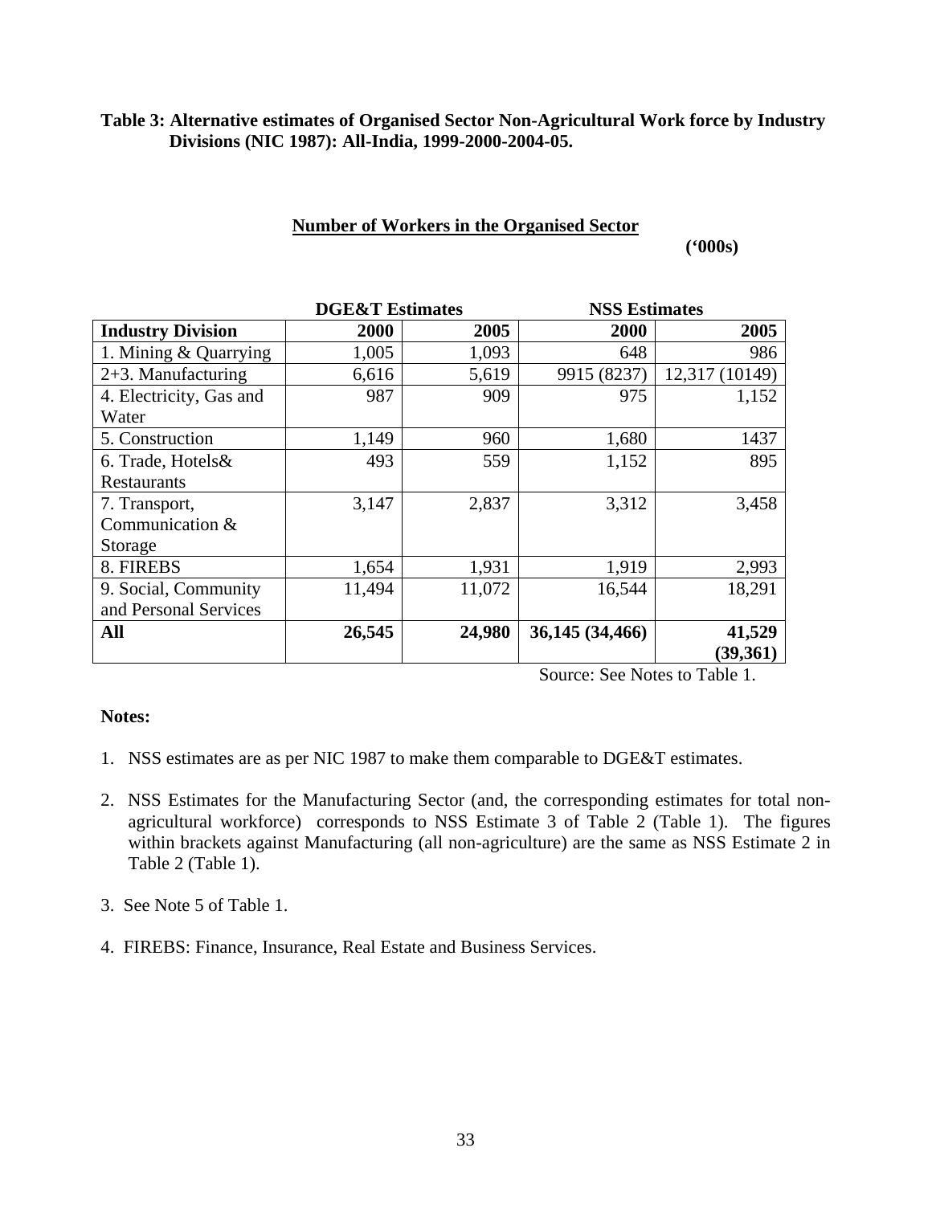**Table 3: Alternative estimates of Organised Sector Non-Agricultural Work force by Industry Divisions (NIC 1987): All-India, 1999-2000-2004-05.**

**Number of Workers in the Organised Sector**

**('000s)**

| | DGE&T Estimates | | NSS Estimates | |
|---|---|---|---|---|
| **Industry Division** | **2000** | **2005** | **2000** | **2005** |
| 1. Mining & Quarrying | 1,005 | 1,093 | 648 | 986 |
| 2+3. Manufacturing | 6,616 | 5,619 | 9915 (8237) | 12,317 (10149) |
| 4. Electricity, Gas and Water | 987 | 909 | 975 | 1,152 |
| 5. Construction | 1,149 | 960 | 1,680 | 1437 |
| 6. Trade, Hotels& Restaurants | 493 | 559 | 1,152 | 895 |
| 7. Transport, Communication & Storage | 3,147 | 2,837 | 3,312 | 3,458 |
| 8. FIREBS | 1,654 | 1,931 | 1,919 | 2,993 |
| 9. Social, Community and Personal Services | 11,494 | 11,072 | 16,544 | 18,291 |
| **All** | **26,545** | **24,980** | **36,145 (34,466)** | **41,529 (39,361)** |

Source: See Notes to Table 1.

**Notes:**

1. NSS estimates are as per NIC 1987 to make them comparable to DGE&T estimates.
2. NSS Estimates for the Manufacturing Sector (and, the corresponding estimates for total non-agricultural workforce) corresponds to NSS Estimate 3 of Table 2 (Table 1). The figures within brackets against Manufacturing (all non-agriculture) are the same as NSS Estimate 2 in Table 2 (Table 1).
3. See Note 5 of Table 1.
4. FIREBS: Finance, Insurance, Real Estate and Business Services.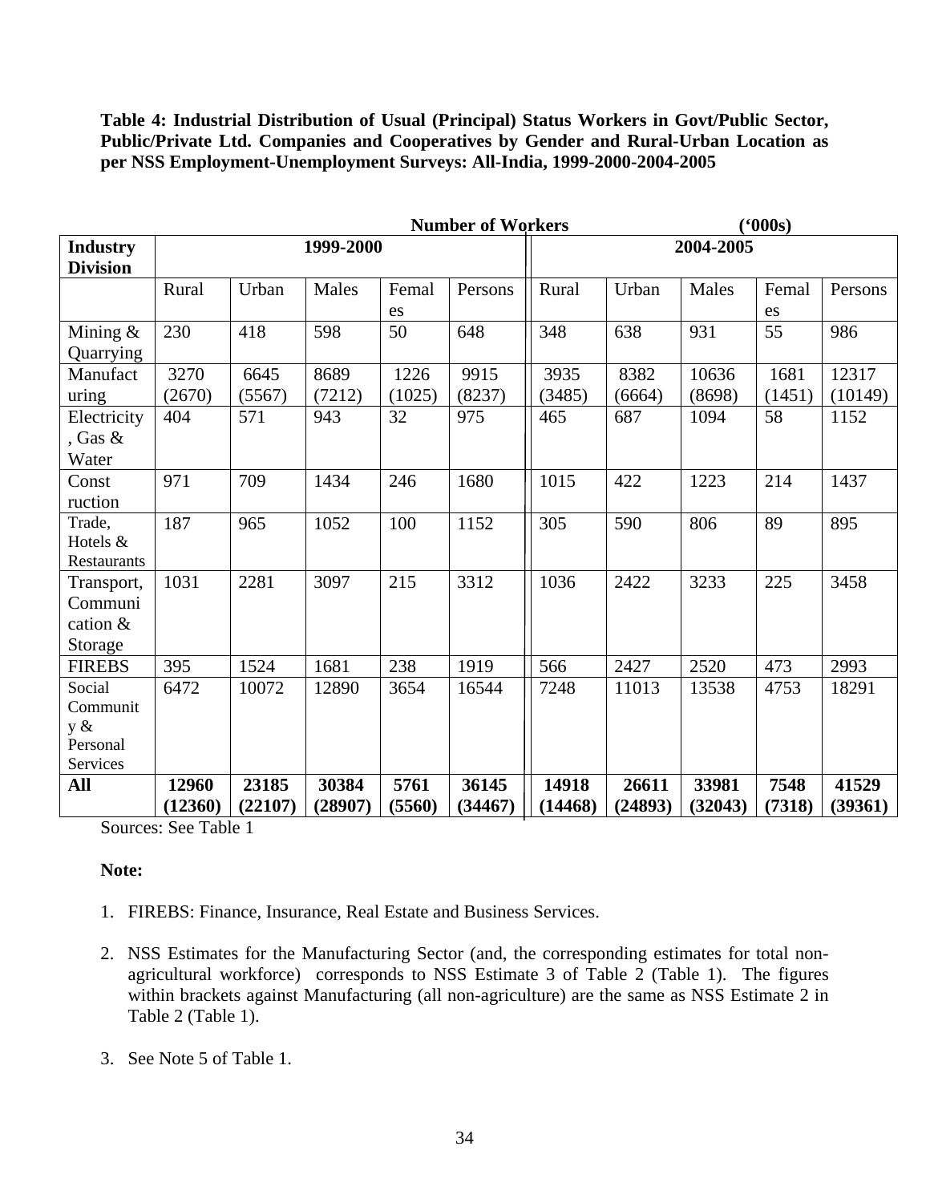**Table 4: Industrial Distribution of Usual (Principal) Status Workers in Govt/Public Sector, Public/Private Ltd. Companies and Cooperatives by Gender and Rural-Urban Location as per NSS Employment-Unemployment Surveys: All-India, 1999-2000-2004-2005**

Number of Workers ('000s)

| Industry Division | 1999-2000 | | | | | 2004-2005 | | | | |
|---|---|---|---|---|---|---|---|---|---|---|
| | Rural | Urban | Males | Females | Persons | Rural | Urban | Males | Females | Persons |
| Mining & Quarrying | 230 | 418 | 598 | 50 | 648 | 348 | 638 | 931 | 55 | 986 |
| Manufacturing | 3270 (2670) | 6645 (5567) | 8689 (7212) | 1226 (1025) | 9915 (8237) | 3935 (3485) | 8382 (6664) | 10636 (8698) | 1681 (1451) | 12317 (10149) |
| Electricity, Gas & Water | 404 | 571 | 943 | 32 | 975 | 465 | 687 | 1094 | 58 | 1152 |
| Construction | 971 | 709 | 1434 | 246 | 1680 | 1015 | 422 | 1223 | 214 | 1437 |
| Trade, Hotels & Restaurants | 187 | 965 | 1052 | 100 | 1152 | 305 | 590 | 806 | 89 | 895 |
| Transport, Communication & Storage | 1031 | 2281 | 3097 | 215 | 3312 | 1036 | 2422 | 3233 | 225 | 3458 |
| FIREBS | 395 | 1524 | 1681 | 238 | 1919 | 566 | 2427 | 2520 | 473 | 2993 |
| Social Community & Personal Services | 6472 | 10072 | 12890 | 3654 | 16544 | 7248 | 11013 | 13538 | 4753 | 18291 |
| **All** | **12960 (12360)** | **23185 (22107)** | **30384 (28907)** | **5761 (5560)** | **36145 (34467)** | **14918 (14468)** | **26611 (24893)** | **33981 (32043)** | **7548 (7318)** | **41529 (39361)** |

Sources: See Table 1

**Note:**

1. FIREBS: Finance, Insurance, Real Estate and Business Services.
2. NSS Estimates for the Manufacturing Sector (and, the corresponding estimates for total non-agricultural workforce) corresponds to NSS Estimate 3 of Table 2 (Table 1). The figures within brackets against Manufacturing (all non-agriculture) are the same as NSS Estimate 2 in Table 2 (Table 1).
3. See Note 5 of Table 1.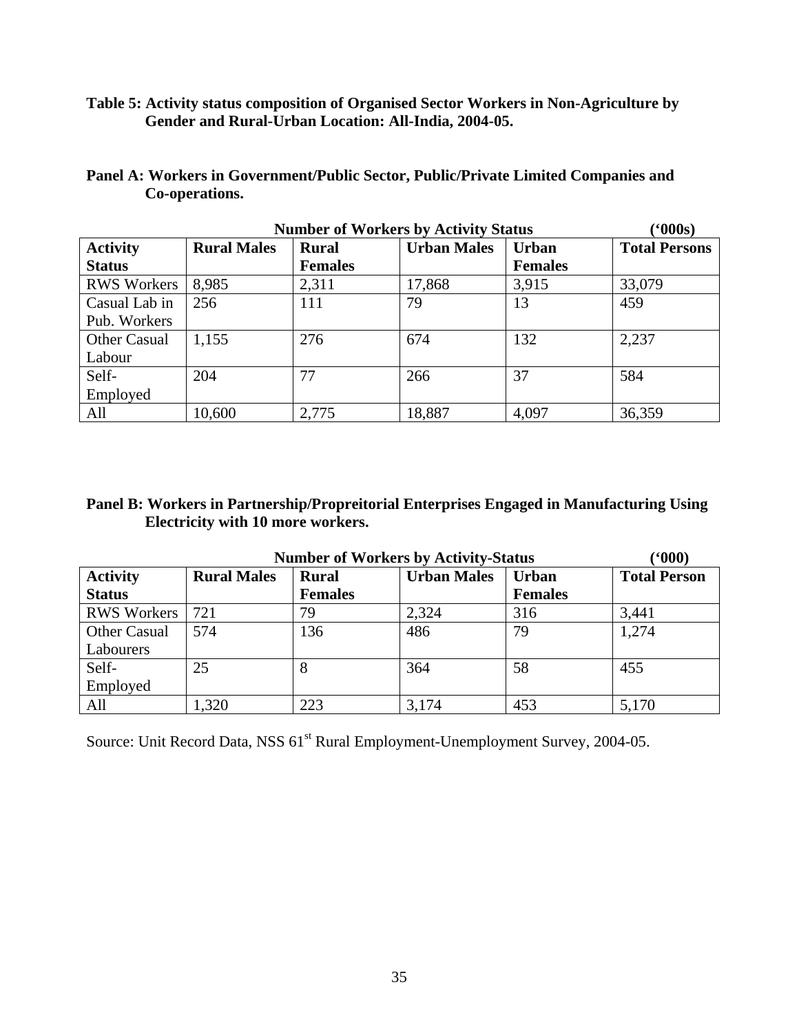**Table 5: Activity status composition of Organised Sector Workers in Non-Agriculture by Gender and Rural-Urban Location: All-India, 2004-05.**

**Panel A: Workers in Government/Public Sector, Public/Private Limited Companies and Co-operations.**

| | Number of Workers by Activity Status | | | | ('000s) |
|---|---|---|---|---|---|
| **Activity Status** | **Rural Males** | **Rural Females** | **Urban Males** | **Urban Females** | **Total Persons** |
| RWS Workers | 8,985 | 2,311 | 17,868 | 3,915 | 33,079 |
| Casual Lab in Pub. Workers | 256 | 111 | 79 | 13 | 459 |
| Other Casual Labour | 1,155 | 276 | 674 | 132 | 2,237 |
| Self-Employed | 204 | 77 | 266 | 37 | 584 |
| All | 10,600 | 2,775 | 18,887 | 4,097 | 36,359 |

**Panel B: Workers in Partnership/Propreitorial Enterprises Engaged in Manufacturing Using Electricity with 10 more workers.**

| | Number of Workers by Activity-Status | | | | ('000) |
|---|---|---|---|---|---|
| **Activity Status** | **Rural Males** | **Rural Females** | **Urban Males** | **Urban Females** | **Total Person** |
| RWS Workers | 721 | 79 | 2,324 | 316 | 3,441 |
| Other Casual Labourers | 574 | 136 | 486 | 79 | 1,274 |
| Self-Employed | 25 | 8 | 364 | 58 | 455 |
| All | 1,320 | 223 | 3,174 | 453 | 5,170 |

Source: Unit Record Data, NSS 61st Rural Employment-Unemployment Survey, 2004-05.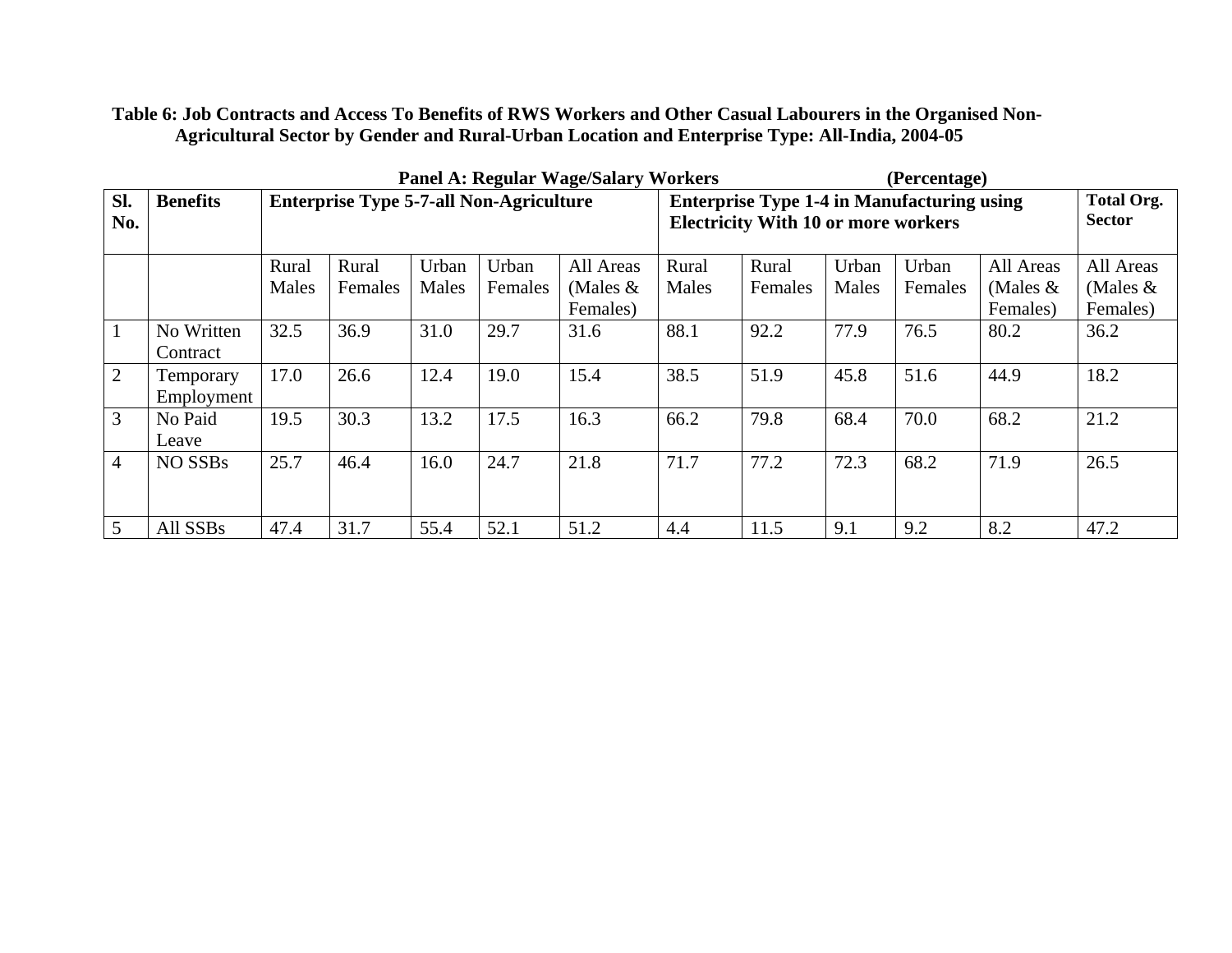**Table 6: Job Contracts and Access To Benefits of RWS Workers and Other Casual Labourers in the Organised Non-Agricultural Sector by Gender and Rural-Urban Location and Enterprise Type: All-India, 2004-05**

**Panel A: Regular Wage/Salary Workers** **(Percentage)**

| Sl. No. | Benefits | Enterprise Type 5-7-all Non-Agriculture | | | | | Enterprise Type 1-4 in Manufacturing using Electricity With 10 or more workers | | | | | Total Org. Sector |
|---|---|---|---|---|---|---|---|---|---|---|---|---|
| | | Rural Males | Rural Females | Urban Males | Urban Females | All Areas (Males & Females) | Rural Males | Rural Females | Urban Males | Urban Females | All Areas (Males & Females) | All Areas (Males & Females) |
| 1 | No Written Contract | 32.5 | 36.9 | 31.0 | 29.7 | 31.6 | 88.1 | 92.2 | 77.9 | 76.5 | 80.2 | 36.2 |
| 2 | Temporary Employment | 17.0 | 26.6 | 12.4 | 19.0 | 15.4 | 38.5 | 51.9 | 45.8 | 51.6 | 44.9 | 18.2 |
| 3 | No Paid Leave | 19.5 | 30.3 | 13.2 | 17.5 | 16.3 | 66.2 | 79.8 | 68.4 | 70.0 | 68.2 | 21.2 |
| 4 | NO SSBs | 25.7 | 46.4 | 16.0 | 24.7 | 21.8 | 71.7 | 77.2 | 72.3 | 68.2 | 71.9 | 26.5 |
| 5 | All SSBs | 47.4 | 31.7 | 55.4 | 52.1 | 51.2 | 4.4 | 11.5 | 9.1 | 9.2 | 8.2 | 47.2 |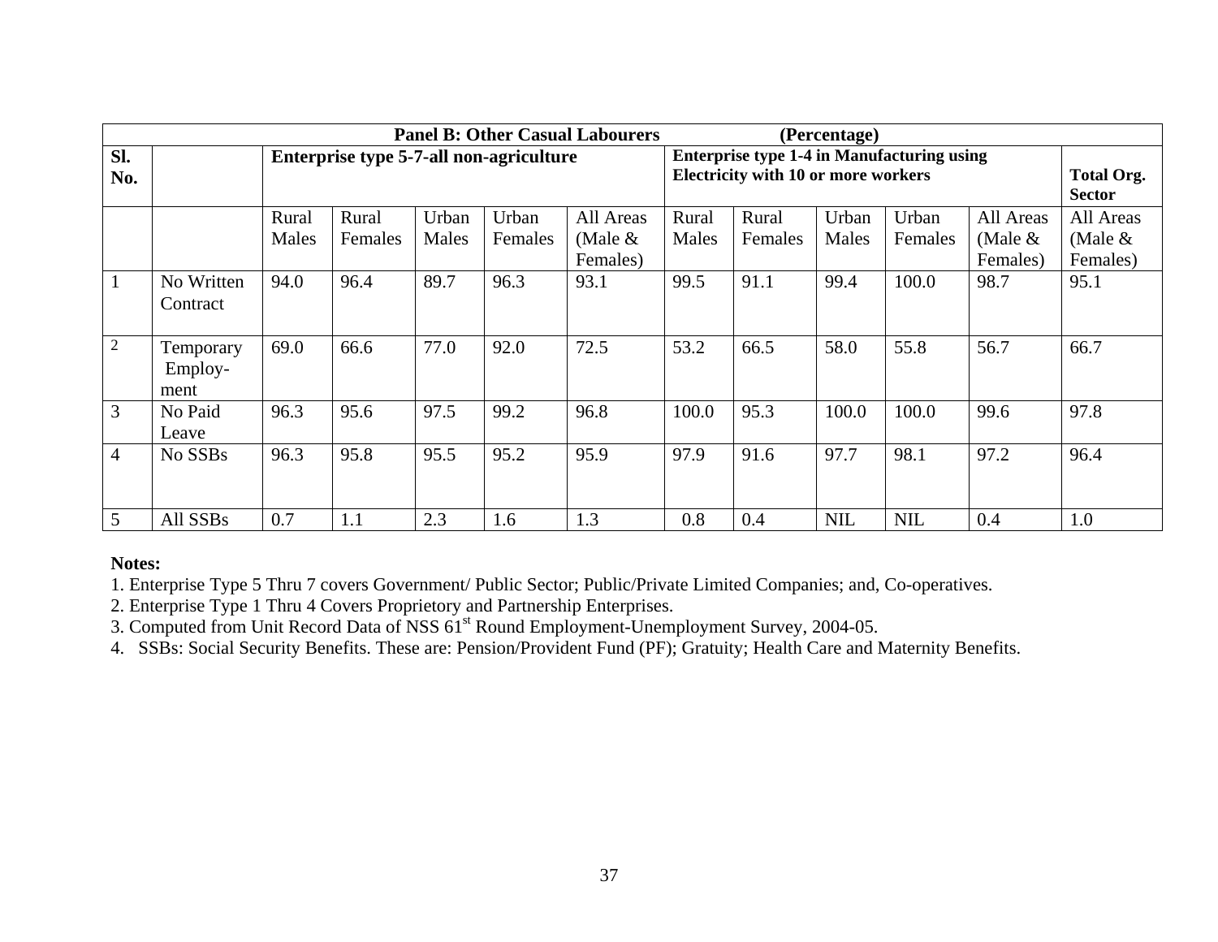| Panel B: Other Casual Labourers (Percentage) | | | | | | | | | | | | |
|---|---|---|---|---|---|---|---|---|---|---|---|---|
| Sl. No. | | Enterprise type 5-7-all non-agriculture | | | | | Enterprise type 1-4 in Manufacturing using Electricity with 10 or more workers | | | | | Total Org. Sector |
| | | Rural Males | Rural Females | Urban Males | Urban Females | All Areas (Male & Females) | Rural Males | Rural Females | Urban Males | Urban Females | All Areas (Male & Females) | All Areas (Male & Females) |
| 1 | No Written Contract | 94.0 | 96.4 | 89.7 | 96.3 | 93.1 | 99.5 | 91.1 | 99.4 | 100.0 | 98.7 | 95.1 |
| 2 | Temporary Employ-ment | 69.0 | 66.6 | 77.0 | 92.0 | 72.5 | 53.2 | 66.5 | 58.0 | 55.8 | 56.7 | 66.7 |
| 3 | No Paid Leave | 96.3 | 95.6 | 97.5 | 99.2 | 96.8 | 100.0 | 95.3 | 100.0 | 100.0 | 99.6 | 97.8 |
| 4 | No SSBs | 96.3 | 95.8 | 95.5 | 95.2 | 95.9 | 97.9 | 91.6 | 97.7 | 98.1 | 97.2 | 96.4 |
| 5 | All SSBs | 0.7 | 1.1 | 2.3 | 1.6 | 1.3 | 0.8 | 0.4 | NIL | NIL | 0.4 | 1.0 |

**Notes:**

1. Enterprise Type 5 Thru 7 covers Government/ Public Sector; Public/Private Limited Companies; and, Co-operatives.
2. Enterprise Type 1 Thru 4 Covers Proprietory and Partnership Enterprises.
3. Computed from Unit Record Data of NSS 61st Round Employment-Unemployment Survey, 2004-05.
4. SSBs: Social Security Benefits. These are: Pension/Provident Fund (PF); Gratuity; Health Care and Maternity Benefits.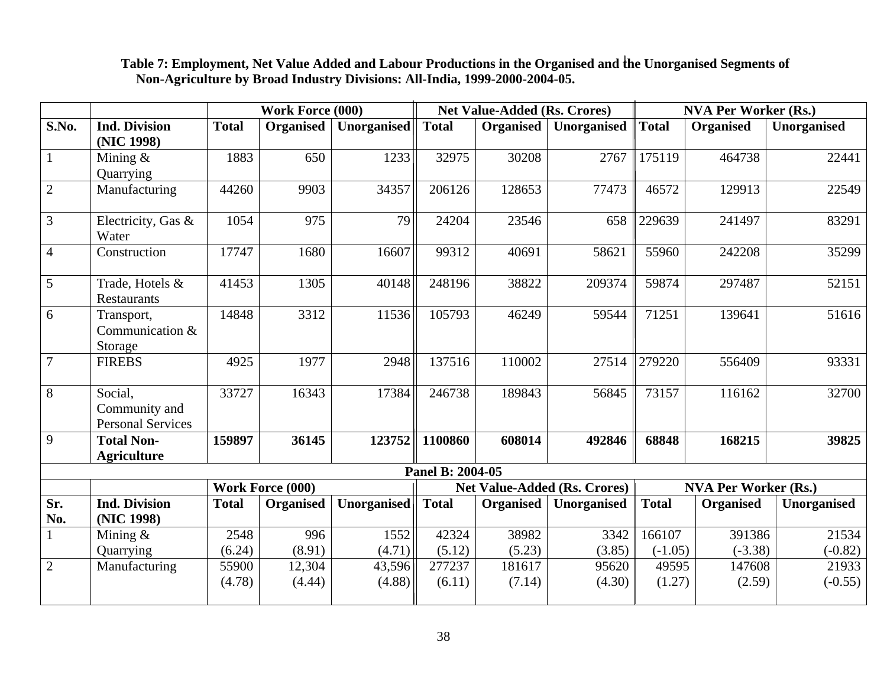**Table 7: Employment, Net Value Added and Labour Productions in the Organised and the Unorganised Segments of Non-Agriculture by Broad Industry Divisions: All-India, 1999-2000-2004-05.**

| | | Work Force (000) | | | Net Value-Added (Rs. Crores) | | | NVA Per Worker (Rs.) | | |
|---|---|---|---|---|---|---|---|---|---|---|
| **S.No.** | **Ind. Division (NIC 1998)** | **Total** | **Organised** | **Unorganised** | **Total** | **Organised** | **Unorganised** | **Total** | **Organised** | **Unorganised** |
| 1 | Mining & Quarrying | 1883 | 650 | 1233 | 32975 | 30208 | 2767 | 175119 | 464738 | 22441 |
| 2 | Manufacturing | 44260 | 9903 | 34357 | 206126 | 128653 | 77473 | 46572 | 129913 | 22549 |
| 3 | Electricity, Gas & Water | 1054 | 975 | 79 | 24204 | 23546 | 658 | 229639 | 241497 | 83291 |
| 4 | Construction | 17747 | 1680 | 16607 | 99312 | 40691 | 58621 | 55960 | 242208 | 35299 |
| 5 | Trade, Hotels & Restaurants | 41453 | 1305 | 40148 | 248196 | 38822 | 209374 | 59874 | 297487 | 52151 |
| 6 | Transport, Communication & Storage | 14848 | 3312 | 11536 | 105793 | 46249 | 59544 | 71251 | 139641 | 51616 |
| 7 | FIREBS | 4925 | 1977 | 2948 | 137516 | 110002 | 27514 | 279220 | 556409 | 93331 |
| 8 | Social, Community and Personal Services | 33727 | 16343 | 17384 | 246738 | 189843 | 56845 | 73157 | 116162 | 32700 |
| 9 | **Total Non-Agriculture** | **159897** | **36145** | **123752** | **1100860** | **608014** | **492846** | **68848** | **168215** | **39825** |
| | | | | | **Panel B: 2004-05** | | | | | |
| | | Work Force (000) | | | Net Value-Added (Rs. Crores) | | | NVA Per Worker (Rs.) | | |
| **Sr. No.** | **Ind. Division (NIC 1998)** | **Total** | **Organised** | **Unorganised** | **Total** | **Organised** | **Unorganised** | **Total** | **Organised** | **Unorganised** |
| 1 | Mining & Quarrying | 2548 (6.24) | 996 (8.91) | 1552 (4.71) | 42324 (5.12) | 38982 (5.23) | 3342 (3.85) | 166107 (-1.05) | 391386 (-3.38) | 21534 (-0.82) |
| 2 | Manufacturing | 55900 (4.78) | 12,304 (4.44) | 43,596 (4.88) | 277237 (6.11) | 181617 (7.14) | 95620 (4.30) | 49595 (1.27) | 147608 (2.59) | 21933 (-0.55) |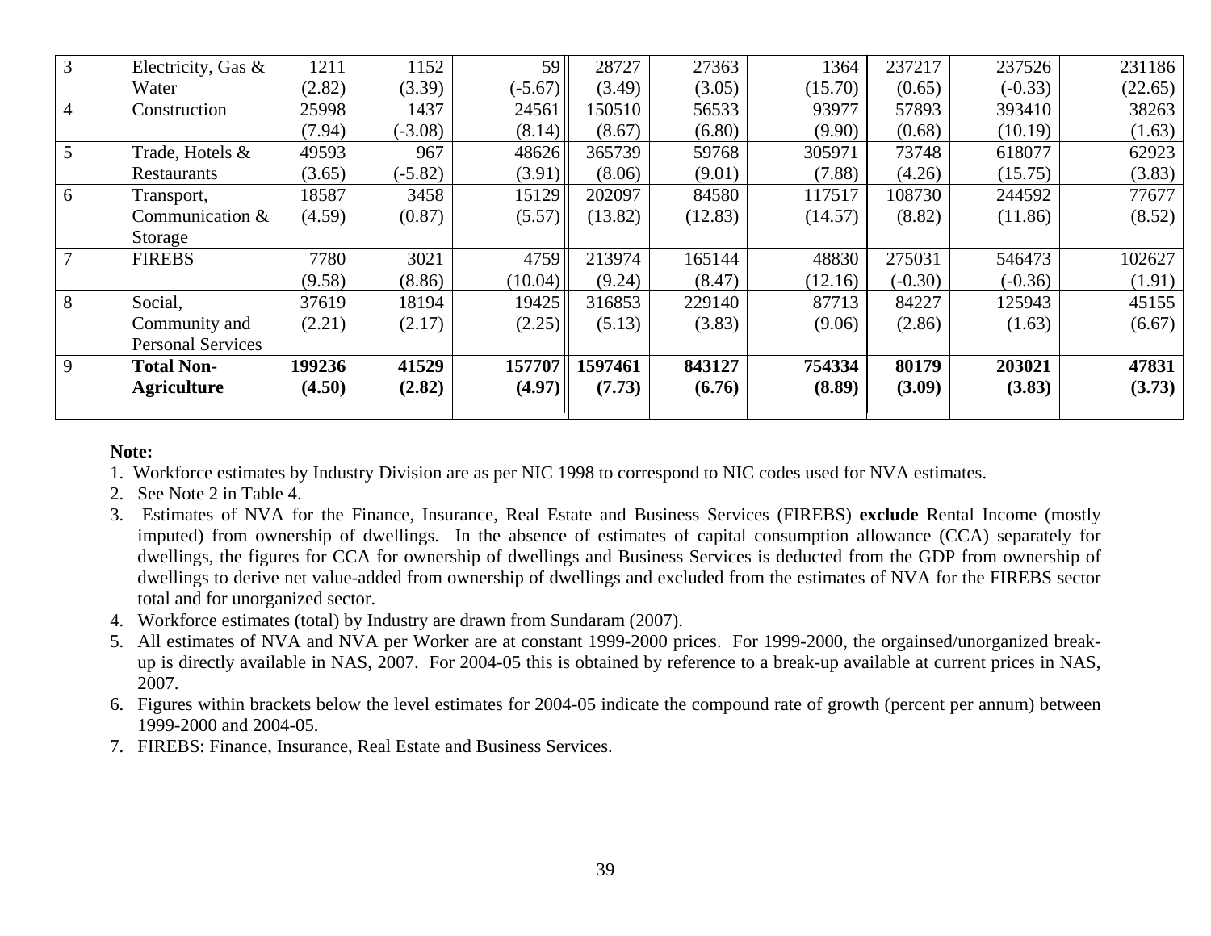| 3 | Electricity, Gas & Water | 1211 (2.82) | 1152 (3.39) | 59 (-5.67) | 28727 (3.49) | 27363 (3.05) | 1364 (15.70) | 237217 (0.65) | 237526 (-0.33) | 231186 (22.65) |
|---|---|---|---|---|---|---|---|---|---|---|
| 4 | Construction | 25998 (7.94) | 1437 (-3.08) | 24561 (8.14) | 150510 (8.67) | 56533 (6.80) | 93977 (9.90) | 57893 (0.68) | 393410 (10.19) | 38263 (1.63) |
| 5 | Trade, Hotels & Restaurants | 49593 (3.65) | 967 (-5.82) | 48626 (3.91) | 365739 (8.06) | 59768 (9.01) | 305971 (7.88) | 73748 (4.26) | 618077 (15.75) | 62923 (3.83) |
| 6 | Transport, Communication & Storage | 18587 (4.59) | 3458 (0.87) | 15129 (5.57) | 202097 (13.82) | 84580 (12.83) | 117517 (14.57) | 108730 (8.82) | 244592 (11.86) | 77677 (8.52) |
| 7 | FIREBS | 7780 (9.58) | 3021 (8.86) | 4759 (10.04) | 213974 (9.24) | 165144 (8.47) | 48830 (12.16) | 275031 (-0.30) | 546473 (-0.36) | 102627 (1.91) |
| 8 | Social, Community and Personal Services | 37619 (2.21) | 18194 (2.17) | 19425 (2.25) | 316853 (5.13) | 229140 (3.83) | 87713 (9.06) | 84227 (2.86) | 125943 (1.63) | 45155 (6.67) |
| 9 | **Total Non-Agriculture** | **199236 (4.50)** | **41529 (2.82)** | **157707 (4.97)** | **1597461 (7.73)** | **843127 (6.76)** | **754334 (8.89)** | **80179 (3.09)** | **203021 (3.83)** | **47831 (3.73)** |

**Note:**

1. Workforce estimates by Industry Division are as per NIC 1998 to correspond to NIC codes used for NVA estimates.
2. See Note 2 in Table 4.
3. Estimates of NVA for the Finance, Insurance, Real Estate and Business Services (FIREBS) **exclude** Rental Income (mostly imputed) from ownership of dwellings. In the absence of estimates of capital consumption allowance (CCA) separately for dwellings, the figures for CCA for ownership of dwellings and Business Services is deducted from the GDP from ownership of dwellings to derive net value-added from ownership of dwellings and excluded from the estimates of NVA for the FIREBS sector total and for unorganized sector.
4. Workforce estimates (total) by Industry are drawn from Sundaram (2007).
5. All estimates of NVA and NVA per Worker are at constant 1999-2000 prices. For 1999-2000, the orgainsed/unorganized break-up is directly available in NAS, 2007. For 2004-05 this is obtained by reference to a break-up available at current prices in NAS, 2007.
6. Figures within brackets below the level estimates for 2004-05 indicate the compound rate of growth (percent per annum) between 1999-2000 and 2004-05.
7. FIREBS: Finance, Insurance, Real Estate and Business Services.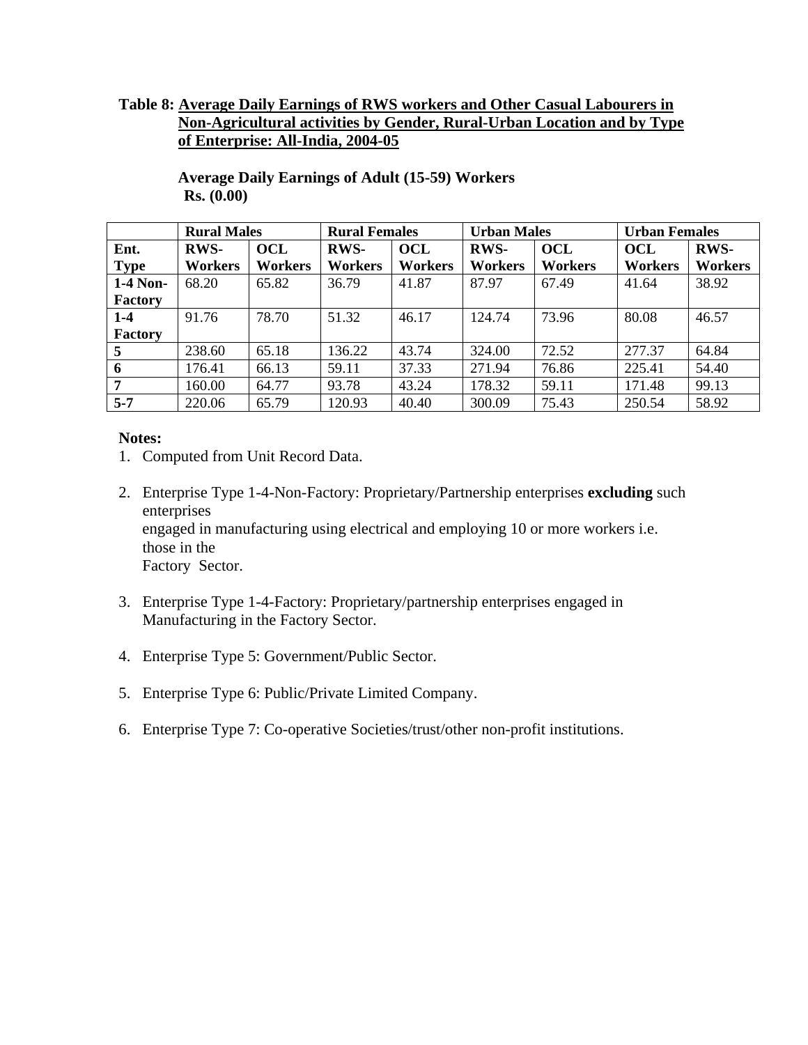**Table 8: Average Daily Earnings of RWS workers and Other Casual Labourers in Non-Agricultural activities by Gender, Rural-Urban Location and by Type of Enterprise: All-India, 2004-05**

**Average Daily Earnings of Adult (15-59) Workers**
**Rs. (0.00)**

| | Rural Males | | Rural Females | | Urban Males | | Urban Females | |
|---|---|---|---|---|---|---|---|---|
| **Ent. Type** | **RWS-Workers** | **OCL Workers** | **RWS-Workers** | **OCL Workers** | **RWS-Workers** | **OCL Workers** | **OCL Workers** | **RWS-Workers** |
| **1-4 Non-Factory** | 68.20 | 65.82 | 36.79 | 41.87 | 87.97 | 67.49 | 41.64 | 38.92 |
| **1-4 Factory** | 91.76 | 78.70 | 51.32 | 46.17 | 124.74 | 73.96 | 80.08 | 46.57 |
| **5** | 238.60 | 65.18 | 136.22 | 43.74 | 324.00 | 72.52 | 277.37 | 64.84 |
| **6** | 176.41 | 66.13 | 59.11 | 37.33 | 271.94 | 76.86 | 225.41 | 54.40 |
| **7** | 160.00 | 64.77 | 93.78 | 43.24 | 178.32 | 59.11 | 171.48 | 99.13 |
| **5-7** | 220.06 | 65.79 | 120.93 | 40.40 | 300.09 | 75.43 | 250.54 | 58.92 |

**Notes:**

1. Computed from Unit Record Data.
2. Enterprise Type 1-4-Non-Factory: Proprietary/Partnership enterprises **excluding** such enterprises engaged in manufacturing using electrical and employing 10 or more workers i.e. those in the Factory Sector.
3. Enterprise Type 1-4-Factory: Proprietary/partnership enterprises engaged in Manufacturing in the Factory Sector.
4. Enterprise Type 5: Government/Public Sector.
5. Enterprise Type 6: Public/Private Limited Company.
6. Enterprise Type 7: Co-operative Societies/trust/other non-profit institutions.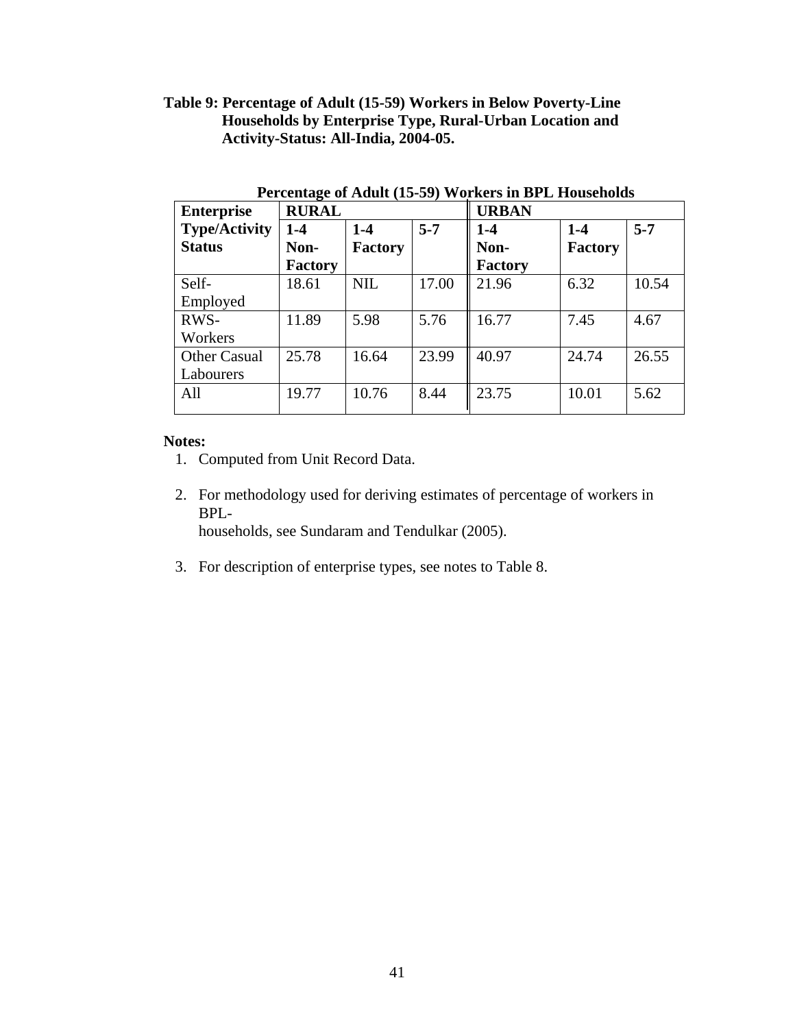**Table 9: Percentage of Adult (15-59) Workers in Below Poverty-Line Households by Enterprise Type, Rural-Urban Location and Activity-Status: All-India, 2004-05.**

**Percentage of Adult (15-59) Workers in BPL Households**

| Enterprise Type/Activity Status | RURAL | | | URBAN | | |
|---|---|---|---|---|---|---|
| | 1-4 Non-Factory | 1-4 Factory | 5-7 | 1-4 Non-Factory | 1-4 Factory | 5-7 |
| Self-Employed | 18.61 | NIL | 17.00 | 21.96 | 6.32 | 10.54 |
| RWS-Workers | 11.89 | 5.98 | 5.76 | 16.77 | 7.45 | 4.67 |
| Other Casual Labourers | 25.78 | 16.64 | 23.99 | 40.97 | 24.74 | 26.55 |
| All | 19.77 | 10.76 | 8.44 | 23.75 | 10.01 | 5.62 |

**Notes:**

1. Computed from Unit Record Data.
2. For methodology used for deriving estimates of percentage of workers in BPL-households, see Sundaram and Tendulkar (2005).
3. For description of enterprise types, see notes to Table 8.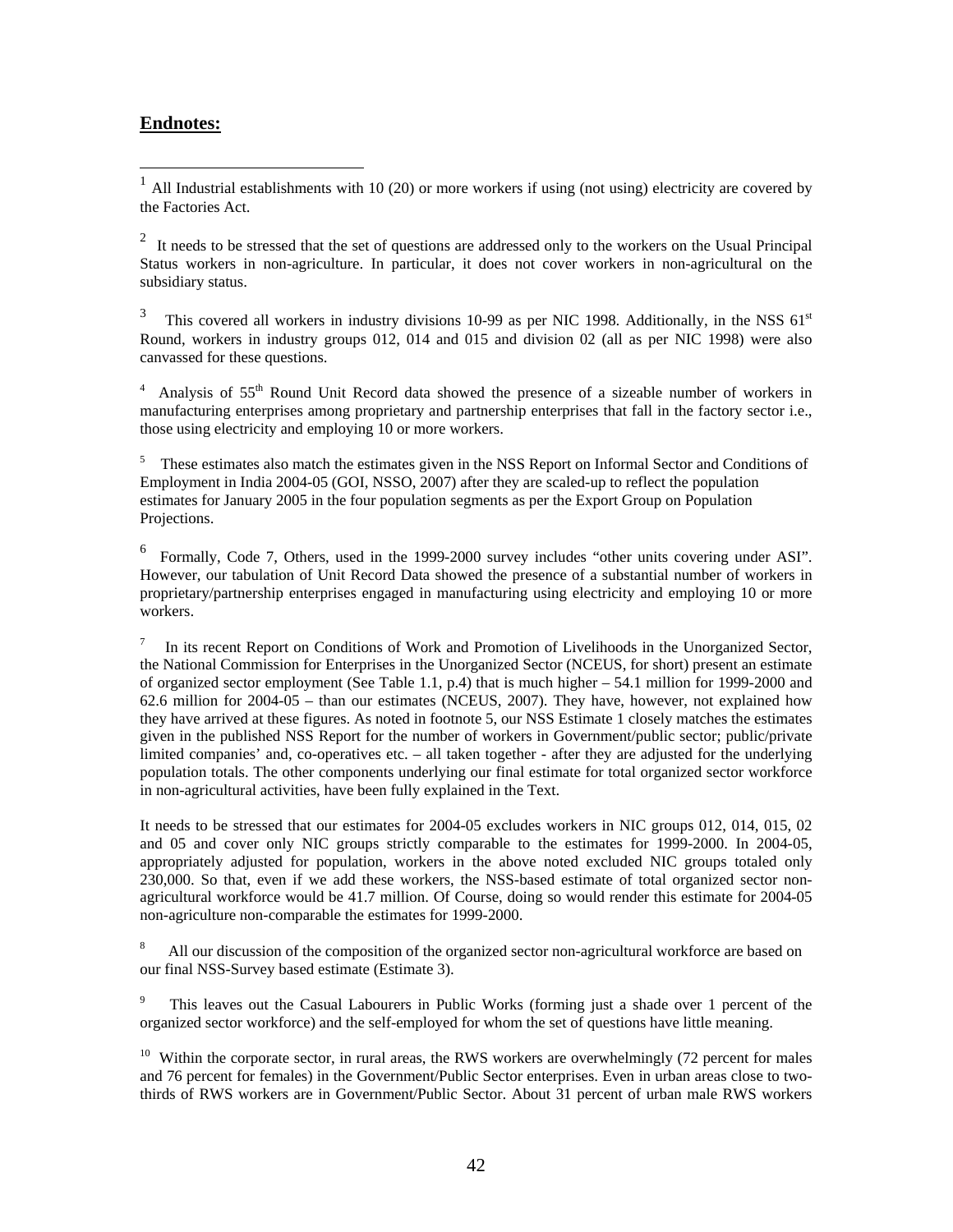## Endnotes:

[1] All Industrial establishments with 10 (20) or more workers if using (not using) electricity are covered by the Factories Act.

[2] It needs to be stressed that the set of questions are addressed only to the workers on the Usual Principal Status workers in non-agriculture. In particular, it does not cover workers in non-agricultural on the subsidiary status.

[3] This covered all workers in industry divisions 10-99 as per NIC 1998. Additionally, in the NSS 61st Round, workers in industry groups 012, 014 and 015 and division 02 (all as per NIC 1998) were also canvassed for these questions.

[4] Analysis of 55th Round Unit Record data showed the presence of a sizeable number of workers in manufacturing enterprises among proprietary and partnership enterprises that fall in the factory sector i.e., those using electricity and employing 10 or more workers.

[5] These estimates also match the estimates given in the NSS Report on Informal Sector and Conditions of Employment in India 2004-05 (GOI, NSSO, 2007) after they are scaled-up to reflect the population estimates for January 2005 in the four population segments as per the Export Group on Population Projections.

[6] Formally, Code 7, Others, used in the 1999-2000 survey includes "other units covering under ASI". However, our tabulation of Unit Record Data showed the presence of a substantial number of workers in proprietary/partnership enterprises engaged in manufacturing using electricity and employing 10 or more workers.

[7] In its recent Report on Conditions of Work and Promotion of Livelihoods in the Unorganized Sector, the National Commission for Enterprises in the Unorganized Sector (NCEUS, for short) present an estimate of organized sector employment (See Table 1.1, p.4) that is much higher – 54.1 million for 1999-2000 and 62.6 million for 2004-05 – than our estimates (NCEUS, 2007). They have, however, not explained how they have arrived at these figures. As noted in footnote 5, our NSS Estimate 1 closely matches the estimates given in the published NSS Report for the number of workers in Government/public sector; public/private limited companies' and, co-operatives etc. – all taken together - after they are adjusted for the underlying population totals. The other components underlying our final estimate for total organized sector workforce in non-agricultural activities, have been fully explained in the Text.

It needs to be stressed that our estimates for 2004-05 excludes workers in NIC groups 012, 014, 015, 02 and 05 and cover only NIC groups strictly comparable to the estimates for 1999-2000. In 2004-05, appropriately adjusted for population, workers in the above noted excluded NIC groups totaled only 230,000. So that, even if we add these workers, the NSS-based estimate of total organized sector non-agricultural workforce would be 41.7 million. Of Course, doing so would render this estimate for 2004-05 non-agriculture non-comparable the estimates for 1999-2000.

[8] All our discussion of the composition of the organized sector non-agricultural workforce are based on our final NSS-Survey based estimate (Estimate 3).

[9] This leaves out the Casual Labourers in Public Works (forming just a shade over 1 percent of the organized sector workforce) and the self-employed for whom the set of questions have little meaning.

[10] Within the corporate sector, in rural areas, the RWS workers are overwhelmingly (72 percent for males and 76 percent for females) in the Government/Public Sector enterprises. Even in urban areas close to two-thirds of RWS workers are in Government/Public Sector. About 31 percent of urban male RWS workers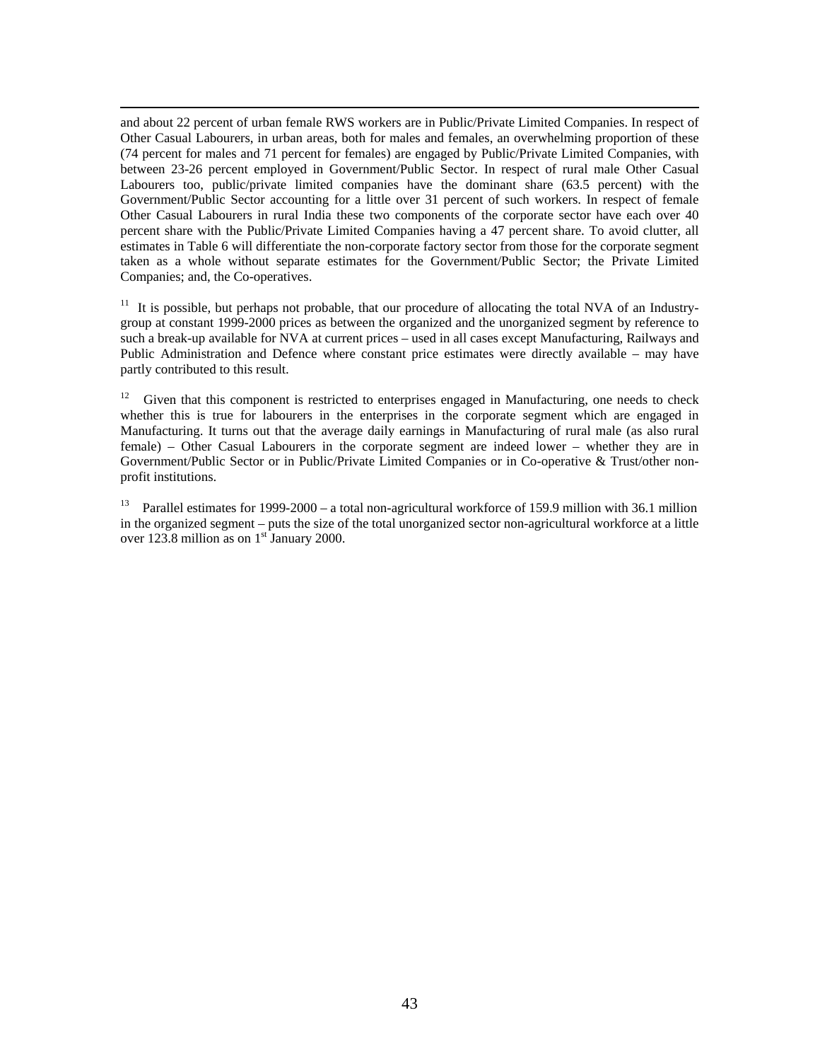and about 22 percent of urban female RWS workers are in Public/Private Limited Companies. In respect of Other Casual Labourers, in urban areas, both for males and females, an overwhelming proportion of these (74 percent for males and 71 percent for females) are engaged by Public/Private Limited Companies, with between 23-26 percent employed in Government/Public Sector. In respect of rural male Other Casual Labourers too, public/private limited companies have the dominant share (63.5 percent) with the Government/Public Sector accounting for a little over 31 percent of such workers. In respect of female Other Casual Labourers in rural India these two components of the corporate sector have each over 40 percent share with the Public/Private Limited Companies having a 47 percent share. To avoid clutter, all estimates in Table 6 will differentiate the non-corporate factory sector from those for the corporate segment taken as a whole without separate estimates for the Government/Public Sector; the Private Limited Companies; and, the Co-operatives.

[11] It is possible, but perhaps not probable, that our procedure of allocating the total NVA of an Industry-group at constant 1999-2000 prices as between the organized and the unorganized segment by reference to such a break-up available for NVA at current prices – used in all cases except Manufacturing, Railways and Public Administration and Defence where constant price estimates were directly available – may have partly contributed to this result.

[12] Given that this component is restricted to enterprises engaged in Manufacturing, one needs to check whether this is true for labourers in the enterprises in the corporate segment which are engaged in Manufacturing. It turns out that the average daily earnings in Manufacturing of rural male (as also rural female) – Other Casual Labourers in the corporate segment are indeed lower – whether they are in Government/Public Sector or in Public/Private Limited Companies or in Co-operative & Trust/other non-profit institutions.

[13] Parallel estimates for 1999-2000 – a total non-agricultural workforce of 159.9 million with 36.1 million in the organized segment – puts the size of the total unorganized sector non-agricultural workforce at a little over 123.8 million as on 1st January 2000.